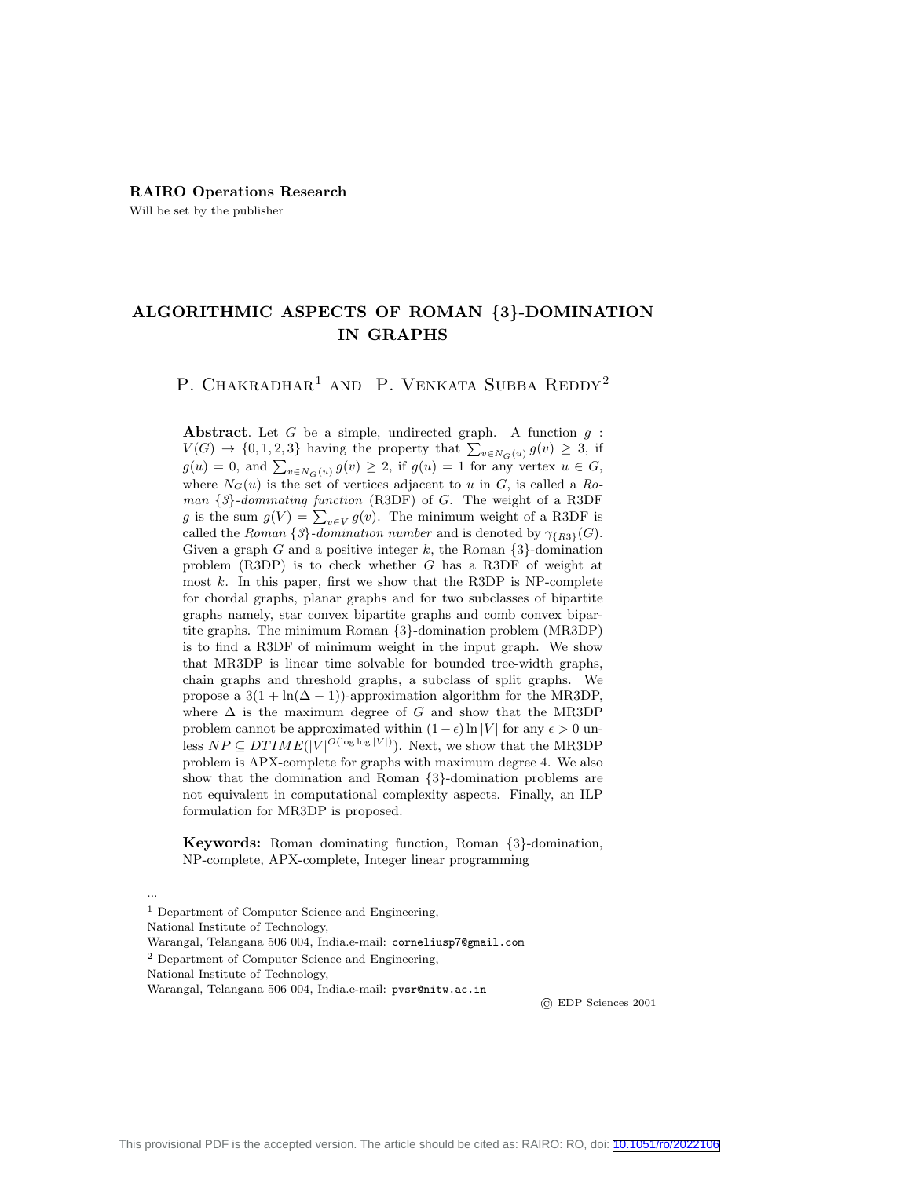**RAIRO Operations Research**

Will be set by the publisher

# ALGORITHMIC ASPECTS OF ROMAN {3}-DOMINATION IN GRAPHS

P. Chakradhar[1] and P. Venkata Subba Reddy[2]

**Abstract**. Let $G$ be a simple, undirected graph. A function $g : V(G) \to \{0, 1, 2, 3\}$ having the property that $\sum_{v \in N_G(u)} g(v) \geq 3$, if $g(u) = 0$, and $\sum_{v \in N_G(u)} g(v) \geq 2$, if $g(u) = 1$ for any vertex $u \in G$, where $N_G(u)$ is the set of vertices adjacent to $u$ in $G$, is called a *Roman {3}-dominating function* (R3DF) of $G$. The weight of a R3DF $g$ is the sum $g(V) = \sum_{v \in V} g(v)$. The minimum weight of a R3DF is called the *Roman {3}-domination number* and is denoted by $\gamma_{\{R3\}}(G)$. Given a graph $G$ and a positive integer $k$, the Roman {3}-domination problem (R3DP) is to check whether $G$ has a R3DF of weight at most $k$. In this paper, first we show that the R3DP is NP-complete for chordal graphs, planar graphs and for two subclasses of bipartite graphs namely, star convex bipartite graphs and comb convex bipartite graphs. The minimum Roman {3}-domination problem (MR3DP) is to find a R3DF of minimum weight in the input graph. We show that MR3DP is linear time solvable for bounded tree-width graphs, chain graphs and threshold graphs, a subclass of split graphs. We propose a $3(1 + \ln(\Delta - 1))$-approximation algorithm for the MR3DP, where $\Delta$ is the maximum degree of $G$ and show that the MR3DP problem cannot be approximated within $(1 - \epsilon) \ln |V|$ for any $\epsilon > 0$ unless $NP \subseteq DTIME(|V|^{O(\log \log |V|)})$. Next, we show that the MR3DP problem is APX-complete for graphs with maximum degree 4. We also show that the domination and Roman {3}-domination problems are not equivalent in computational complexity aspects. Finally, an ILP formulation for MR3DP is proposed.

**Keywords:** Roman dominating function, Roman {3}-domination, NP-complete, APX-complete, Integer linear programming

...

[1] Department of Computer Science and Engineering,
National Institute of Technology,
Warangal, Telangana 506 004, India.e-mail: corneliusp7@gmail.com

[2] Department of Computer Science and Engineering,
National Institute of Technology,
Warangal, Telangana 506 004, India.e-mail: pvsr@nitw.ac.in

© EDP Sciences 2001

This provisional PDF is the accepted version. The article should be cited as: RAIRO: RO, doi: 10.1051/ro/2022106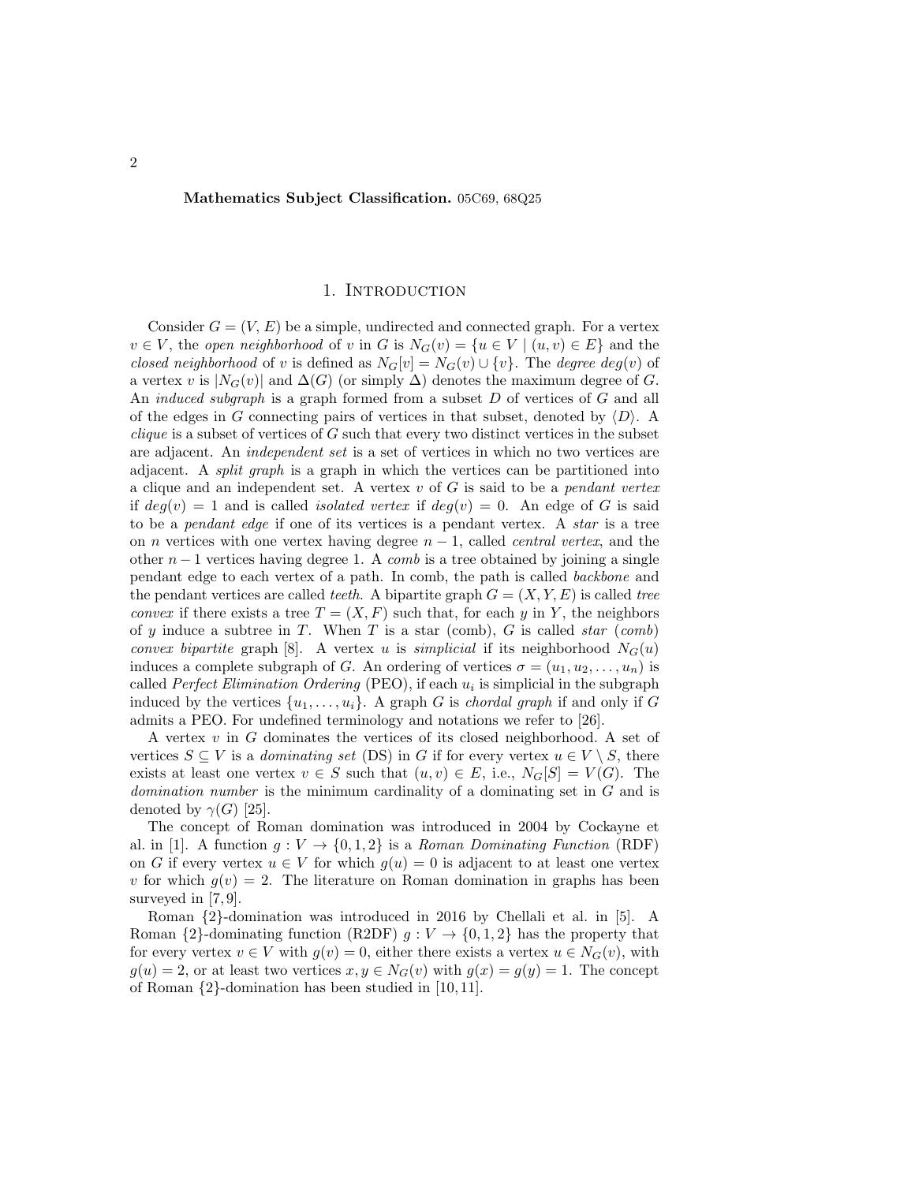**Mathematics Subject Classification.** 05C69, 68Q25

## 1. Introduction

Consider $G = (V, E)$ be a simple, undirected and connected graph. For a vertex $v \in V$, the *open neighborhood* of $v$ in $G$ is $N_G(v) = \{u \in V \mid (u, v) \in E\}$ and the *closed neighborhood* of $v$ is defined as $N_G[v] = N_G(v) \cup \{v\}$. The *degree* $deg(v)$ of a vertex $v$ is $|N_G(v)|$ and $\Delta(G)$ (or simply $\Delta$) denotes the maximum degree of $G$. An *induced subgraph* is a graph formed from a subset $D$ of vertices of $G$ and all of the edges in $G$ connecting pairs of vertices in that subset, denoted by $\langle D \rangle$. A *clique* is a subset of vertices of $G$ such that every two distinct vertices in the subset are adjacent. An *independent set* is a set of vertices in which no two vertices are adjacent. A *split graph* is a graph in which the vertices can be partitioned into a clique and an independent set. A vertex $v$ of $G$ is said to be a *pendant vertex* if $deg(v) = 1$ and is called *isolated vertex* if $deg(v) = 0$. An edge of $G$ is said to be a *pendant edge* if one of its vertices is a pendant vertex. A *star* is a tree on $n$ vertices with one vertex having degree $n-1$, called *central vertex*, and the other $n-1$ vertices having degree 1. A *comb* is a tree obtained by joining a single pendant edge to each vertex of a path. In comb, the path is called *backbone* and the pendant vertices are called *teeth*. A bipartite graph $G = (X, Y, E)$ is called *tree convex* if there exists a tree $T = (X, F)$ such that, for each $y$ in $Y$, the neighbors of $y$ induce a subtree in $T$. When $T$ is a star (comb), $G$ is called *star* (*comb*) *convex bipartite* graph [8]. A vertex $u$ is *simplicial* if its neighborhood $N_G(u)$ induces a complete subgraph of $G$. An ordering of vertices $\sigma = (u_1, u_2, \ldots, u_n)$ is called *Perfect Elimination Ordering* (PEO), if each $u_i$ is simplicial in the subgraph induced by the vertices $\{u_1, \ldots, u_i\}$. A graph $G$ is *chordal graph* if and only if $G$ admits a PEO. For undefined terminology and notations we refer to [26].

A vertex $v$ in $G$ dominates the vertices of its closed neighborhood. A set of vertices $S \subseteq V$ is a *dominating set* (DS) in $G$ if for every vertex $u \in V \setminus S$, there exists at least one vertex $v \in S$ such that $(u, v) \in E$, i.e., $N_G[S] = V(G)$. The *domination number* is the minimum cardinality of a dominating set in $G$ and is denoted by $\gamma(G)$ [25].

The concept of Roman domination was introduced in 2004 by Cockayne et al. in [1]. A function $g : V \to \{0, 1, 2\}$ is a *Roman Dominating Function* (RDF) on $G$ if every vertex $u \in V$ for which $g(u) = 0$ is adjacent to at least one vertex $v$ for which $g(v) = 2$. The literature on Roman domination in graphs has been surveyed in [7, 9].

Roman $\{2\}$-domination was introduced in 2016 by Chellali et al. in [5]. A Roman $\{2\}$-dominating function (R2DF) $g : V \to \{0, 1, 2\}$ has the property that for every vertex $v \in V$ with $g(v) = 0$, either there exists a vertex $u \in N_G(v)$, with $g(u) = 2$, or at least two vertices $x, y \in N_G(v)$ with $g(x) = g(y) = 1$. The concept of Roman $\{2\}$-domination has been studied in [10, 11].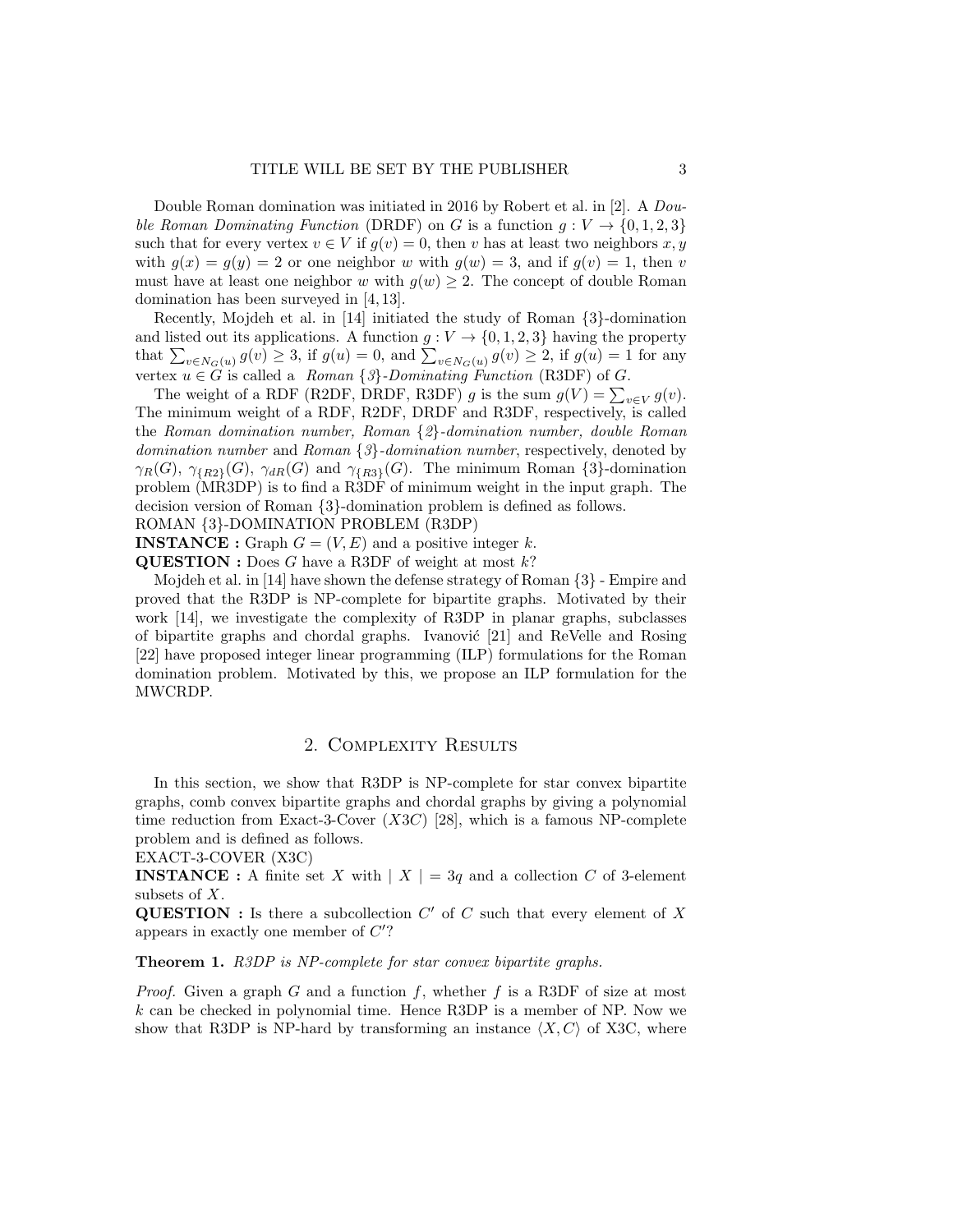Double Roman domination was initiated in 2016 by Robert et al. in [2]. A *Double Roman Dominating Function* (DRDF) on $G$ is a function $g : V \rightarrow \{0, 1, 2, 3\}$ such that for every vertex $v \in V$ if $g(v) = 0$, then $v$ has at least two neighbors $x, y$ with $g(x) = g(y) = 2$ or one neighbor $w$ with $g(w) = 3$, and if $g(v) = 1$, then $v$ must have at least one neighbor $w$ with $g(w) \geq 2$. The concept of double Roman domination has been surveyed in [4, 13].

Recently, Mojdeh et al. in [14] initiated the study of Roman $\{3\}$-domination and listed out its applications. A function $g : V \rightarrow \{0, 1, 2, 3\}$ having the property that $\sum_{v \in N_G(u)} g(v) \geq 3$, if $g(u) = 0$, and $\sum_{v \in N_G(u)} g(v) \geq 2$, if $g(u) = 1$ for any vertex $u \in G$ is called a *Roman {3}-Dominating Function* (R3DF) of $G$.

The weight of a RDF (R2DF, DRDF, R3DF) $g$ is the sum $g(V) = \sum_{v \in V} g(v)$. The minimum weight of a RDF, R2DF, DRDF and R3DF, respectively, is called the *Roman domination number, Roman {2}-domination number, double Roman domination number* and *Roman {3}-domination number*, respectively, denoted by $\gamma_R(G)$, $\gamma_{\{R2\}}(G)$, $\gamma_{dR}(G)$ and $\gamma_{\{R3\}}(G)$. The minimum Roman $\{3\}$-domination problem (MR3DP) is to find a R3DF of minimum weight in the input graph. The decision version of Roman $\{3\}$-domination problem is defined as follows.

ROMAN {3}-DOMINATION PROBLEM (R3DP)

**INSTANCE :** Graph $G = (V, E)$ and a positive integer $k$.

**QUESTION :** Does $G$ have a R3DF of weight at most $k$?

Mojdeh et al. in [14] have shown the defense strategy of Roman $\{3\}$ - Empire and proved that the R3DP is NP-complete for bipartite graphs. Motivated by their work [14], we investigate the complexity of R3DP in planar graphs, subclasses of bipartite graphs and chordal graphs. Ivanović [21] and ReVelle and Rosing [22] have proposed integer linear programming (ILP) formulations for the Roman domination problem. Motivated by this, we propose an ILP formulation for the MWCRDP.

## 2. Complexity Results

In this section, we show that R3DP is NP-complete for star convex bipartite graphs, comb convex bipartite graphs and chordal graphs by giving a polynomial time reduction from Exact-3-Cover (*X3C*) [28], which is a famous NP-complete problem and is defined as follows.

EXACT-3-COVER (X3C)

**INSTANCE :** A finite set $X$ with $\mid X \mid = 3q$ and a collection $C$ of 3-element subsets of $X$.

**QUESTION :** Is there a subcollection $C'$ of $C$ such that every element of $X$ appears in exactly one member of $C'$?

**Theorem 1.** *R3DP is NP-complete for star convex bipartite graphs.*

*Proof.* Given a graph $G$ and a function $f$, whether $f$ is a R3DF of size at most $k$ can be checked in polynomial time. Hence R3DP is a member of NP. Now we show that R3DP is NP-hard by transforming an instance $\langle X, C \rangle$ of X3C, where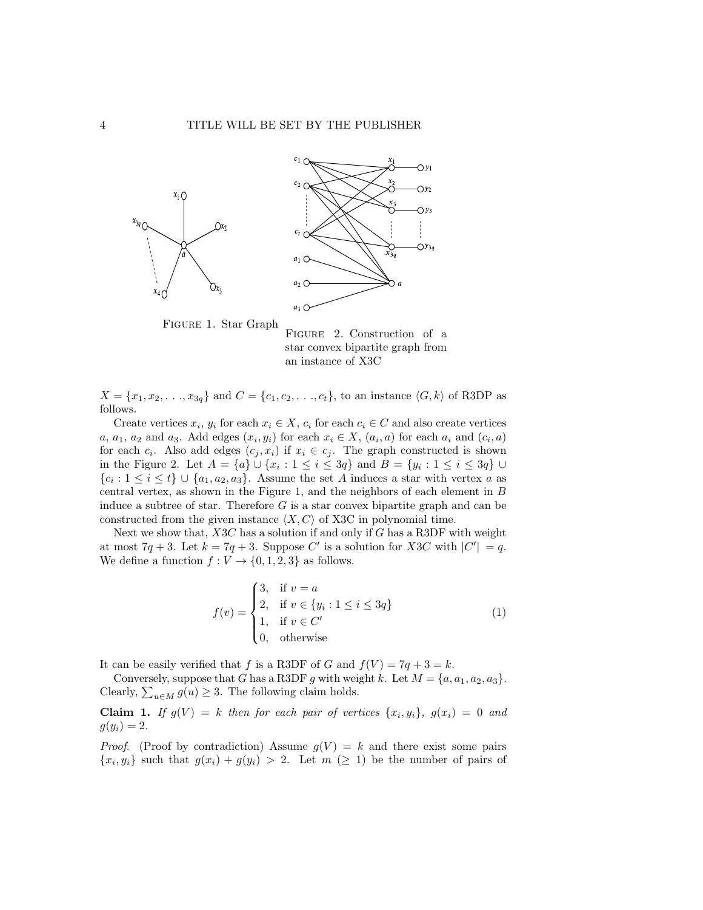FIGURE 1. Star Graph

FIGURE 2. Construction of a star convex bipartite graph from an instance of X3C

$X = \{x_1, x_2, \ldots, x_{3q}\}$ and $C = \{c_1, c_2, \ldots, c_t\}$, to an instance $\langle G, k\rangle$ of R3DP as follows.

Create vertices $x_i$, $y_i$ for each $x_i \in X$, $c_i$ for each $c_i \in C$ and also create vertices $a$, $a_1$, $a_2$ and $a_3$. Add edges $(x_i, y_i)$ for each $x_i \in X$, $(a_i, a)$ for each $a_i$ and $(c_i, a)$ for each $c_i$. Also add edges $(c_j, x_i)$ if $x_i \in c_j$. The graph constructed is shown in the Figure 2. Let $A = \{a\} \cup \{x_i : 1 \leq i \leq 3q\}$ and $B = \{y_i : 1 \leq i \leq 3q\} \cup \{c_i : 1 \leq i \leq t\} \cup \{a_1, a_2, a_3\}$. Assume the set $A$ induces a star with vertex $a$ as central vertex, as shown in the Figure 1, and the neighbors of each element in $B$ induce a subtree of star. Therefore $G$ is a star convex bipartite graph and can be constructed from the given instance $\langle X, C\rangle$ of X3C in polynomial time.

Next we show that, $X3C$ has a solution if and only if $G$ has a R3DF with weight at most $7q + 3$. Let $k = 7q + 3$. Suppose $C'$ is a solution for $X3C$ with $|C'| = q$. We define a function $f : V \to \{0, 1, 2, 3\}$ as follows.

$$f(v) = \begin{cases} 3, & \text{if } v = a \\ 2, & \text{if } v \in \{y_i : 1 \leq i \leq 3q\} \\ 1, & \text{if } v \in C' \\ 0, & \text{otherwise} \end{cases} \tag{1}$$

It can be easily verified that $f$ is a R3DF of $G$ and $f(V) = 7q + 3 = k$.

Conversely, suppose that $G$ has a R3DF $g$ with weight $k$. Let $M = \{a, a_1, a_2, a_3\}$. Clearly, $\sum_{u \in M} g(u) \geq 3$. The following claim holds.

**Claim 1.** *If $g(V) = k$ then for each pair of vertices $\{x_i, y_i\}$, $g(x_i) = 0$ and $g(y_i) = 2$.*

*Proof.* (Proof by contradiction) Assume $g(V) = k$ and there exist some pairs $\{x_i, y_i\}$ such that $g(x_i) + g(y_i) > 2$. Let $m$ $(\geq 1)$ be the number of pairs of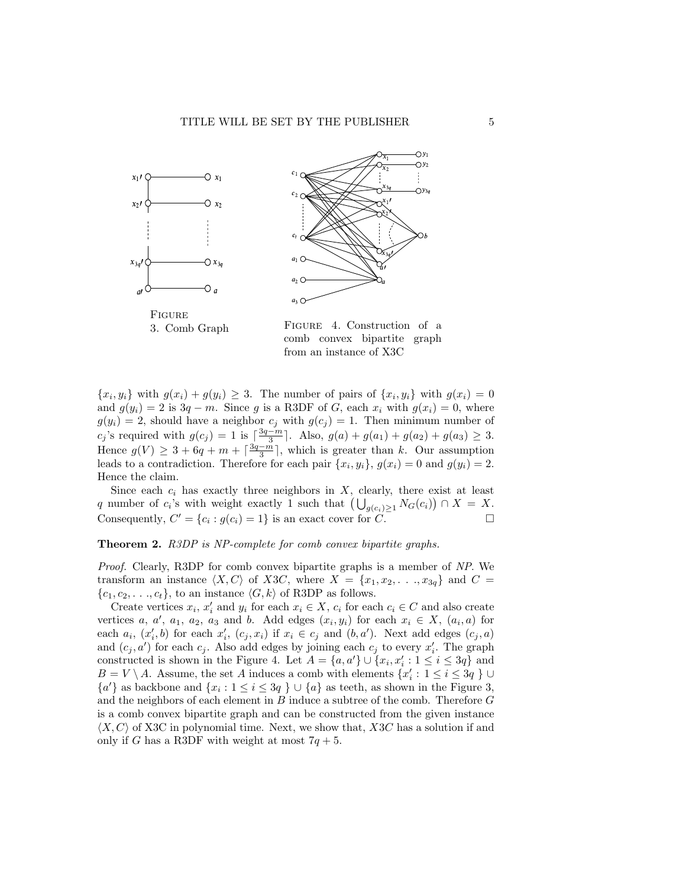FIGURE 3. Comb Graph

FIGURE 4. Construction of a comb convex bipartite graph from an instance of X3C

$\{x_i, y_i\}$ with $g(x_i) + g(y_i) \geq 3$. The number of pairs of $\{x_i, y_i\}$ with $g(x_i) = 0$ and $g(y_i) = 2$ is $3q - m$. Since $g$ is a R3DF of $G$, each $x_i$ with $g(x_i) = 0$, where $g(y_i) = 2$, should have a neighbor $c_j$ with $g(c_j) = 1$. Then minimum number of $c_j$'s required with $g(c_j) = 1$ is $\lceil \frac{3q-m}{3} \rceil$. Also, $g(a) + g(a_1) + g(a_2) + g(a_3) \geq 3$. Hence $g(V) \geq 3 + 6q + m + \lceil \frac{3q-m}{3} \rceil$, which is greater than $k$. Our assumption leads to a contradiction. Therefore for each pair $\{x_i, y_i\}$, $g(x_i) = 0$ and $g(y_i) = 2$. Hence the claim.

Since each $c_i$ has exactly three neighbors in $X$, clearly, there exist at least $q$ number of $c_i$'s with weight exactly 1 such that $\left(\bigcup_{g(c_i)\geq 1} N_G(c_i)\right) \cap X = X$. Consequently, $C' = \{c_i : g(c_i) = 1\}$ is an exact cover for $C$. □

**Theorem 2.** *R3DP is NP-complete for comb convex bipartite graphs.*

*Proof.* Clearly, R3DP for comb convex bipartite graphs is a member of *NP*. We transform an instance $\langle X, C\rangle$ of *X3C*, where $X = \{x_1, x_2, . . ., x_{3q}\}$ and $C = \{c_1, c_2, . . ., c_t\}$, to an instance $\langle G, k\rangle$ of R3DP as follows.

Create vertices $x_i$, $x'_i$ and $y_i$ for each $x_i \in X$, $c_i$ for each $c_i \in C$ and also create vertices $a$, $a'$, $a_1$, $a_2$, $a_3$ and $b$. Add edges $(x_i, y_i)$ for each $x_i \in X$, $(a_i, a)$ for each $a_i$, $(x'_i, b)$ for each $x'_i$, $(c_j, x_i)$ if $x_i \in c_j$ and $(b, a')$. Next add edges $(c_j, a)$ and $(c_j, a')$ for each $c_j$. Also add edges by joining each $c_j$ to every $x'_i$. The graph constructed is shown in the Figure 4. Let $A = \{a, a'\} \cup \{x_i, x'_i : 1 \leq i \leq 3q\}$ and $B = V \setminus A$. Assume, the set $A$ induces a comb with elements $\{x'_i : 1 \leq i \leq 3q\} \cup \{a'\}$ as backbone and $\{x_i : 1 \leq i \leq 3q\} \cup \{a\}$ as teeth, as shown in the Figure 3, and the neighbors of each element in $B$ induce a subtree of the comb. Therefore $G$ is a comb convex bipartite graph and can be constructed from the given instance $\langle X, C\rangle$ of X3C in polynomial time. Next, we show that, *X3C* has a solution if and only if $G$ has a R3DF with weight at most $7q + 5$.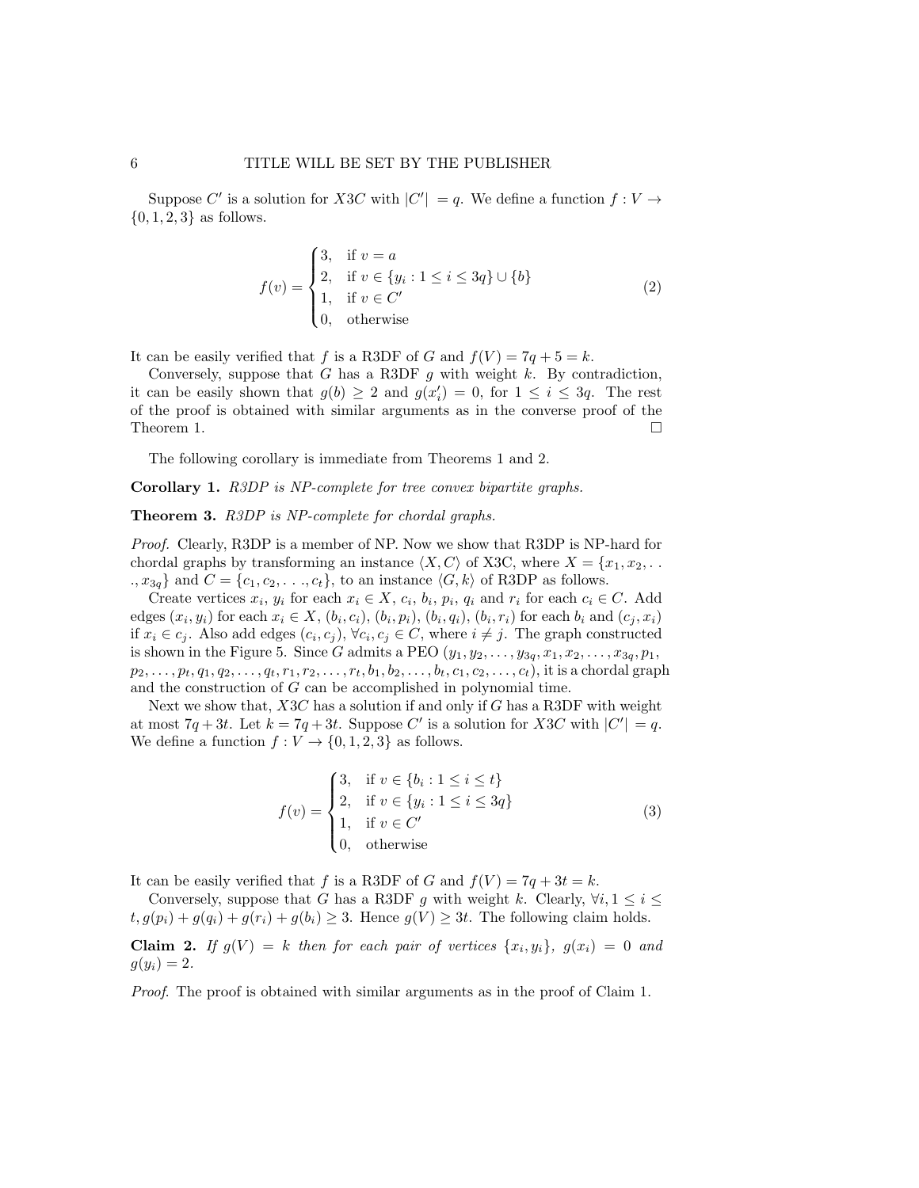Suppose $C'$ is a solution for $X3C$ with $|C'| = q$. We define a function $f : V \to \{0, 1, 2, 3\}$ as follows.

$$f(v) = \begin{cases} 3, & \text{if } v = a \\ 2, & \text{if } v \in \{y_i : 1 \le i \le 3q\} \cup \{b\} \\ 1, & \text{if } v \in C' \\ 0, & \text{otherwise} \end{cases} \tag{2}$$

It can be easily verified that $f$ is a R3DF of $G$ and $f(V) = 7q + 5 = k$.

Conversely, suppose that $G$ has a R3DF $g$ with weight $k$. By contradiction, it can be easily shown that $g(b) \ge 2$ and $g(x_i') = 0$, for $1 \le i \le 3q$. The rest of the proof is obtained with similar arguments as in the converse proof of the Theorem 1. $\square$

The following corollary is immediate from Theorems 1 and 2.

**Corollary 1.** *R3DP is NP-complete for tree convex bipartite graphs.*

**Theorem 3.** *R3DP is NP-complete for chordal graphs.*

*Proof.* Clearly, R3DP is a member of NP. Now we show that R3DP is NP-hard for chordal graphs by transforming an instance $\langle X, C\rangle$ of X3C, where $X = \{x_1, x_2, \ldots, x_{3q}\}$ and $C = \{c_1, c_2, \ldots, c_t\}$, to an instance $\langle G, k\rangle$ of R3DP as follows.

Create vertices $x_i$, $y_i$ for each $x_i \in X$, $c_i$, $b_i$, $p_i$, $q_i$ and $r_i$ for each $c_i \in C$. Add edges $(x_i, y_i)$ for each $x_i \in X$, $(b_i, c_i)$, $(b_i, p_i)$, $(b_i, q_i)$, $(b_i, r_i)$ for each $b_i$ and $(c_j, x_i)$ if $x_i \in c_j$. Also add edges $(c_i, c_j)$, $\forall c_i, c_j \in C$, where $i \ne j$. The graph constructed is shown in the Figure 5. Since $G$ admits a PEO $(y_1, y_2, \ldots, y_{3q}, x_1, x_2, \ldots, x_{3q}, p_1, p_2, \ldots, p_t, q_1, q_2, \ldots, q_t, r_1, r_2, \ldots, r_t, b_1, b_2, \ldots, b_t, c_1, c_2, \ldots, c_t)$, it is a chordal graph and the construction of $G$ can be accomplished in polynomial time.

Next we show that, $X3C$ has a solution if and only if $G$ has a R3DF with weight at most $7q + 3t$. Let $k = 7q + 3t$. Suppose $C'$ is a solution for $X3C$ with $|C'| = q$. We define a function $f : V \to \{0, 1, 2, 3\}$ as follows.

$$f(v) = \begin{cases} 3, & \text{if } v \in \{b_i : 1 \le i \le t\} \\ 2, & \text{if } v \in \{y_i : 1 \le i \le 3q\} \\ 1, & \text{if } v \in C' \\ 0, & \text{otherwise} \end{cases} \tag{3}$$

It can be easily verified that $f$ is a R3DF of $G$ and $f(V) = 7q + 3t = k$.

Conversely, suppose that $G$ has a R3DF $g$ with weight $k$. Clearly, $\forall i, 1 \le i \le t, g(p_i) + g(q_i) + g(r_i) + g(b_i) \ge 3$. Hence $g(V) \ge 3t$. The following claim holds.

**Claim 2.** *If $g(V) = k$ then for each pair of vertices $\{x_i, y_i\}$, $g(x_i) = 0$ and $g(y_i) = 2$.*

*Proof.* The proof is obtained with similar arguments as in the proof of Claim 1.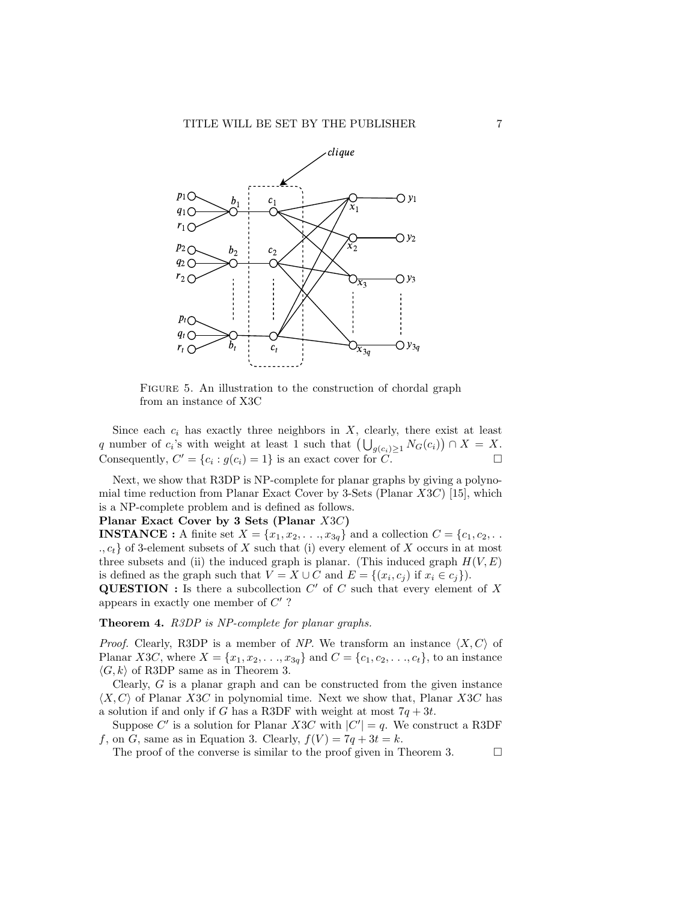Figure 5. An illustration to the construction of chordal graph from an instance of X3C

Since each $c_i$ has exactly three neighbors in $X$, clearly, there exist at least $q$ number of $c_i$'s with weight at least 1 such that $\left(\bigcup_{g(c_i)\geq 1} N_G(c_i)\right) \cap X = X$. Consequently, $C' = \{c_i : g(c_i) = 1\}$ is an exact cover for $C$. □

Next, we show that R3DP is NP-complete for planar graphs by giving a polynomial time reduction from Planar Exact Cover by 3-Sets (Planar $X3C$) [15], which is a NP-complete problem and is defined as follows.

**Planar Exact Cover by 3 Sets (Planar $X3C$)**

**INSTANCE :** A finite set $X = \{x_1, x_2, . . ., x_{3q}\}$ and a collection $C = \{c_1, c_2, . . ., c_t\}$ of 3-element subsets of $X$ such that (i) every element of $X$ occurs in at most three subsets and (ii) the induced graph is planar. (This induced graph $H(V, E)$ is defined as the graph such that $V = X \cup C$ and $E = \{(x_i, c_j) \text{ if } x_i \in c_j\}$).

**QUESTION :** Is there a subcollection $C'$ of $C$ such that every element of $X$ appears in exactly one member of $C'$ ?

**Theorem 4.** *R3DP is NP-complete for planar graphs.*

*Proof.* Clearly, R3DP is a member of *NP*. We transform an instance $\langle X, C\rangle$ of Planar $X3C$, where $X = \{x_1, x_2, . . ., x_{3q}\}$ and $C = \{c_1, c_2, . . ., c_t\}$, to an instance $\langle G, k\rangle$ of R3DP same as in Theorem 3.

Clearly, $G$ is a planar graph and can be constructed from the given instance $\langle X, C\rangle$ of Planar $X3C$ in polynomial time. Next we show that, Planar $X3C$ has a solution if and only if $G$ has a R3DF with weight at most $7q + 3t$.

Suppose $C'$ is a solution for Planar $X3C$ with $|C'| = q$. We construct a R3DF $f$, on $G$, same as in Equation 3. Clearly, $f(V) = 7q + 3t = k$.

The proof of the converse is similar to the proof given in Theorem 3. □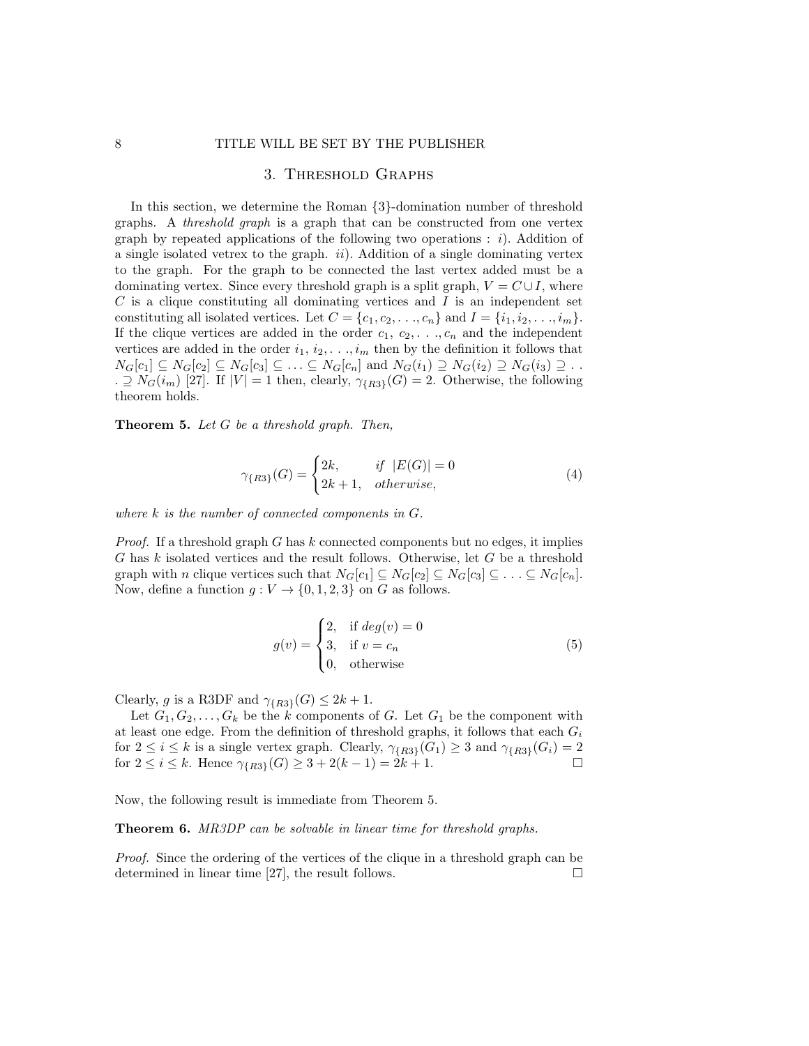## 3. Threshold Graphs

In this section, we determine the Roman {3}-domination number of threshold graphs. A *threshold graph* is a graph that can be constructed from one vertex graph by repeated applications of the following two operations : *i*). Addition of a single isolated vetrex to the graph. *ii*). Addition of a single dominating vertex to the graph. For the graph to be connected the last vertex added must be a dominating vertex. Since every threshold graph is a split graph, $V = C \cup I$, where $C$ is a clique constituting all dominating vertices and $I$ is an independent set constituting all isolated vertices. Let $C = \{c_1, c_2, \ldots, c_n\}$ and $I = \{i_1, i_2, \ldots, i_m\}$. If the clique vertices are added in the order $c_1, c_2, \ldots, c_n$ and the independent vertices are added in the order $i_1, i_2, \ldots, i_m$ then by the definition it follows that $N_G[c_1] \subseteq N_G[c_2] \subseteq N_G[c_3] \subseteq \ldots \subseteq N_G[c_n]$ and $N_G(i_1) \supseteq N_G(i_2) \supseteq N_G(i_3) \supseteq \ldots \supseteq N_G(i_m)$ [27]. If $|V| = 1$ then, clearly, $\gamma_{\{R3\}}(G) = 2$. Otherwise, the following theorem holds.

**Theorem 5.** *Let $G$ be a threshold graph. Then,*

$$\gamma_{\{R3\}}(G) = \begin{cases} 2k, & \text{if } |E(G)| = 0 \\ 2k+1, & \text{otherwise,} \end{cases} \tag{4}$$

*where $k$ is the number of connected components in $G$.*

*Proof.* If a threshold graph $G$ has $k$ connected components but no edges, it implies $G$ has $k$ isolated vertices and the result follows. Otherwise, let $G$ be a threshold graph with $n$ clique vertices such that $N_G[c_1] \subseteq N_G[c_2] \subseteq N_G[c_3] \subseteq \ldots \subseteq N_G[c_n]$. Now, define a function $g : V \to \{0, 1, 2, 3\}$ on $G$ as follows.

$$g(v) = \begin{cases} 2, & \text{if } deg(v) = 0 \\ 3, & \text{if } v = c_n \\ 0, & \text{otherwise} \end{cases} \tag{5}$$

Clearly, $g$ is a R3DF and $\gamma_{\{R3\}}(G) \leq 2k + 1$.

Let $G_1, G_2, \ldots, G_k$ be the $k$ components of $G$. Let $G_1$ be the component with at least one edge. From the definition of threshold graphs, it follows that each $G_i$ for $2 \leq i \leq k$ is a single vertex graph. Clearly, $\gamma_{\{R3\}}(G_1) \geq 3$ and $\gamma_{\{R3\}}(G_i) = 2$ for $2 \leq i \leq k$. Hence $\gamma_{\{R3\}}(G) \geq 3 + 2(k - 1) = 2k + 1$. □

Now, the following result is immediate from Theorem 5.

**Theorem 6.** *MR3DP can be solvable in linear time for threshold graphs.*

*Proof.* Since the ordering of the vertices of the clique in a threshold graph can be determined in linear time [27], the result follows. □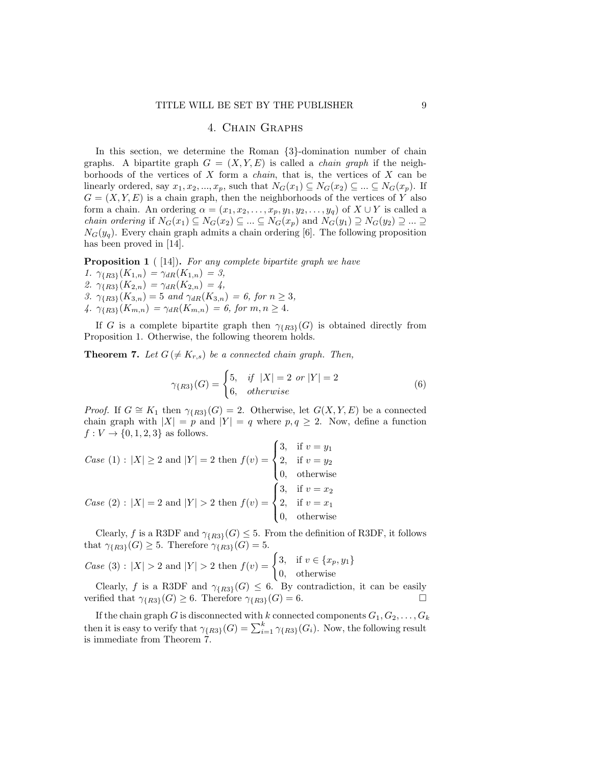## 4. Chain Graphs

In this section, we determine the Roman $\{3\}$-domination number of chain graphs. A bipartite graph $G = (X, Y, E)$ is called a *chain graph* if the neighborhoods of the vertices of $X$ form a *chain*, that is, the vertices of $X$ can be linearly ordered, say $x_1, x_2, ..., x_p$, such that $N_G(x_1) \subseteq N_G(x_2) \subseteq ... \subseteq N_G(x_p)$. If $G = (X, Y, E)$ is a chain graph, then the neighborhoods of the vertices of $Y$ also form a chain. An ordering $\alpha = (x_1, x_2, \ldots, x_p, y_1, y_2, \ldots, y_q)$ of $X \cup Y$ is called a *chain ordering* if $N_G(x_1) \subseteq N_G(x_2) \subseteq ... \subseteq N_G(x_p)$ and $N_G(y_1) \supseteq N_G(y_2) \supseteq ... \supseteq N_G(y_q)$. Every chain graph admits a chain ordering [6]. The following proposition has been proved in [14].

**Proposition 1** ( [14]). *For any complete bipartite graph we have*
*1.* $\gamma_{\{R3\}}(K_{1,n}) = \gamma_{dR}(K_{1,n}) = 3,$
*2.* $\gamma_{\{R3\}}(K_{2,n}) = \gamma_{dR}(K_{2,n}) = 4,$
*3.* $\gamma_{\{R3\}}(K_{3,n}) = 5$ *and* $\gamma_{dR}(K_{3,n}) = 6$, *for* $n \geq 3$,
*4.* $\gamma_{\{R3\}}(K_{m,n}) = \gamma_{dR}(K_{m,n}) = 6$, *for* $m, n \geq 4$.

If $G$ is a complete bipartite graph then $\gamma_{\{R3\}}(G)$ is obtained directly from Proposition 1. Otherwise, the following theorem holds.

**Theorem 7.** *Let $G\,(\neq K_{r,s})$ be a connected chain graph. Then,*

$$\gamma_{\{R3\}}(G) = \begin{cases} 5, & \text{if } |X| = 2 \text{ or } |Y| = 2 \\ 6, & \text{otherwise} \end{cases} \tag{6}$$

*Proof.* If $G \cong K_1$ then $\gamma_{\{R3\}}(G) = 2$. Otherwise, let $G(X, Y, E)$ be a connected chain graph with $|X| = p$ and $|Y| = q$ where $p, q \geq 2$. Now, define a function $f : V \to \{0, 1, 2, 3\}$ as follows.

*Case* (1) : $|X| \geq 2$ and $|Y| = 2$ then $f(v) = \begin{cases} 3, & \text{if } v = y_1 \\ 2, & \text{if } v = y_2 \\ 0, & \text{otherwise} \end{cases}$

*Case* (2) : $|X| = 2$ and $|Y| > 2$ then $f(v) = \begin{cases} 3, & \text{if } v = x_2 \\ 2, & \text{if } v = x_1 \\ 0, & \text{otherwise} \end{cases}$

Clearly, $f$ is a R3DF and $\gamma_{\{R3\}}(G) \leq 5$. From the definition of R3DF, it follows that $\gamma_{\{R3\}}(G) \geq 5$. Therefore $\gamma_{\{R3\}}(G) = 5$.

*Case* (3) : $|X| > 2$ and $|Y| > 2$ then $f(v) = \begin{cases} 3, & \text{if } v \in \{x_p, y_1\} \\ 0, & \text{otherwise} \end{cases}$

Clearly, $f$ is a R3DF and $\gamma_{\{R3\}}(G) \leq 6$. By contradiction, it can be easily verified that $\gamma_{\{R3\}}(G) \geq 6$. Therefore $\gamma_{\{R3\}}(G) = 6$. □

If the chain graph $G$ is disconnected with $k$ connected components $G_1, G_2, \ldots, G_k$ then it is easy to verify that $\gamma_{\{R3\}}(G) = \sum_{i=1}^{k} \gamma_{\{R3\}}(G_i)$. Now, the following result is immediate from Theorem 7.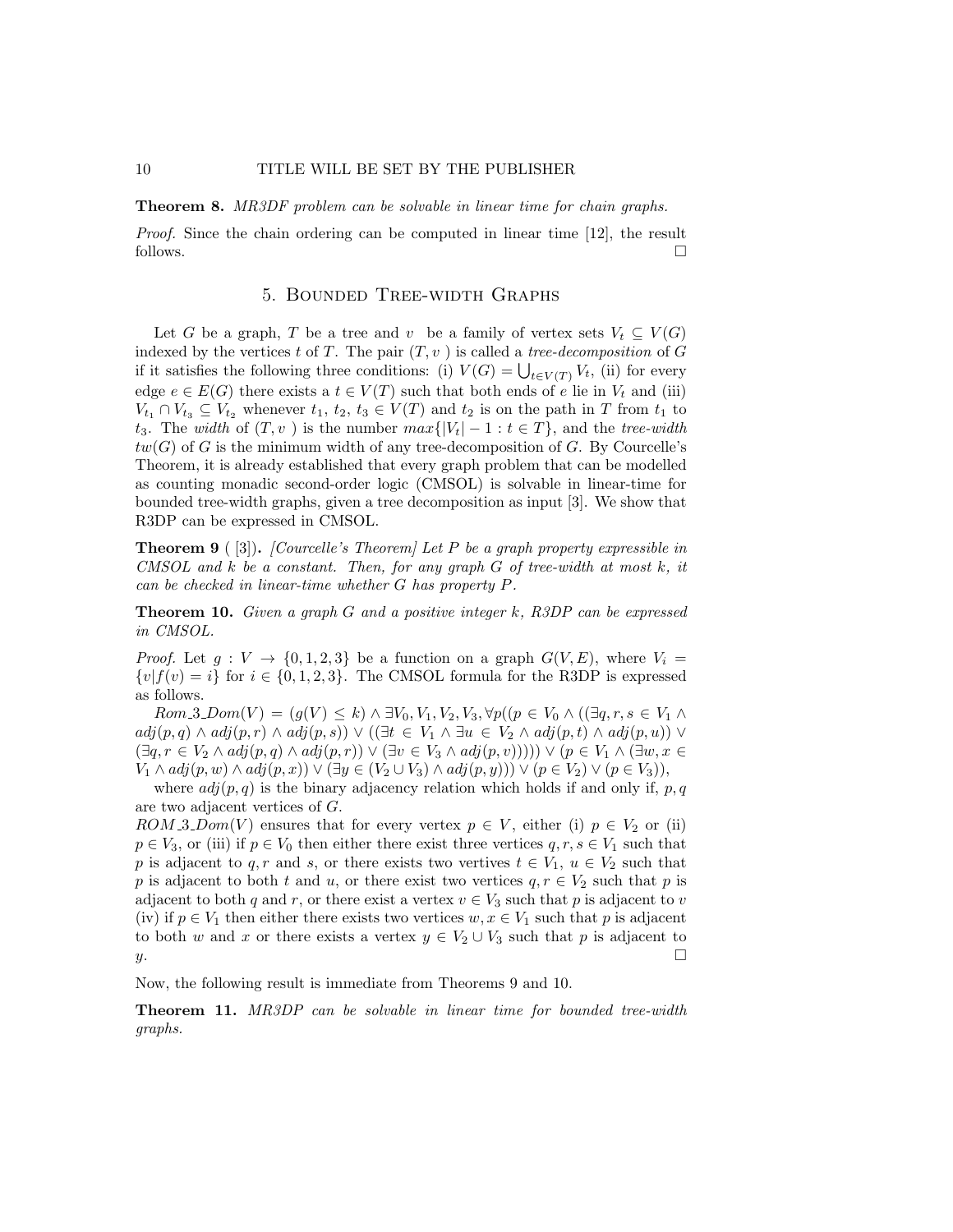**Theorem 8.** *MR3DF problem can be solvable in linear time for chain graphs.*

*Proof.* Since the chain ordering can be computed in linear time [12], the result follows. □

## 5. Bounded Tree-width Graphs

Let $G$ be a graph, $T$ be a tree and $v$ be a family of vertex sets $V_t \subseteq V(G)$ indexed by the vertices $t$ of $T$. The pair $(T, v)$ is called a *tree-decomposition* of $G$ if it satisfies the following three conditions: (i) $V(G) = \bigcup_{t \in V(T)} V_t$, (ii) for every edge $e \in E(G)$ there exists a $t \in V(T)$ such that both ends of $e$ lie in $V_t$ and (iii) $V_{t_1} \cap V_{t_3} \subseteq V_{t_2}$ whenever $t_1$, $t_2$, $t_3 \in V(T)$ and $t_2$ is on the path in $T$ from $t_1$ to $t_3$. The *width* of $(T, v)$ is the number $max\{|V_t| - 1 : t \in T\}$, and the *tree-width* $tw(G)$ of $G$ is the minimum width of any tree-decomposition of $G$. By Courcelle's Theorem, it is already established that every graph problem that can be modelled as counting monadic second-order logic (CMSOL) is solvable in linear-time for bounded tree-width graphs, given a tree decomposition as input [3]. We show that R3DP can be expressed in CMSOL.

**Theorem 9** ( [3]). *[Courcelle's Theorem] Let $P$ be a graph property expressible in CMSOL and $k$ be a constant. Then, for any graph $G$ of tree-width at most $k$, it can be checked in linear-time whether $G$ has property $P$.*

**Theorem 10.** *Given a graph $G$ and a positive integer $k$, R3DP can be expressed in CMSOL.*

*Proof.* Let $g : V \to \{0, 1, 2, 3\}$ be a function on a graph $G(V, E)$, where $V_i = \{v | f(v) = i\}$ for $i \in \{0, 1, 2, 3\}$. The CMSOL formula for the R3DP is expressed as follows.

$Rom\_3\_Dom(V) = (g(V) \leq k) \wedge \exists V_0, V_1, V_2, V_3, \forall p((p \in V_0 \wedge ((\exists q, r, s \in V_1 \wedge adj(p, q) \wedge adj(p, r) \wedge adj(p, s)) \vee ((\exists t \in V_1 \wedge \exists u \in V_2 \wedge adj(p, t) \wedge adj(p, u)) \vee (\exists q, r \in V_2 \wedge adj(p, q) \wedge adj(p, r)) \vee (\exists v \in V_3 \wedge adj(p, v))))) \vee (p \in V_1 \wedge (\exists w, x \in V_1 \wedge adj(p, w) \wedge adj(p, x)) \vee (\exists y \in (V_2 \cup V_3) \wedge adj(p, y))) \vee (p \in V_2) \vee (p \in V_3)),$

where $adj(p, q)$ is the binary adjacency relation which holds if and only if, $p, q$ are two adjacent vertices of $G$.

$ROM\_3\_Dom(V)$ ensures that for every vertex $p \in V$, either (i) $p \in V_2$ or (ii) $p \in V_3$, or (iii) if $p \in V_0$ then either there exist three vertices $q, r, s \in V_1$ such that $p$ is adjacent to $q, r$ and $s$, or there exists two vertives $t \in V_1$, $u \in V_2$ such that $p$ is adjacent to both $t$ and $u$, or there exist two vertices $q, r \in V_2$ such that $p$ is adjacent to both $q$ and $r$, or there exist a vertex $v \in V_3$ such that $p$ is adjacent to $v$ (iv) if $p \in V_1$ then either there exists two vertices $w, x \in V_1$ such that $p$ is adjacent to both $w$ and $x$ or there exists a vertex $y \in V_2 \cup V_3$ such that $p$ is adjacent to $y$. □

Now, the following result is immediate from Theorems 9 and 10.

**Theorem 11.** *MR3DP can be solvable in linear time for bounded tree-width graphs.*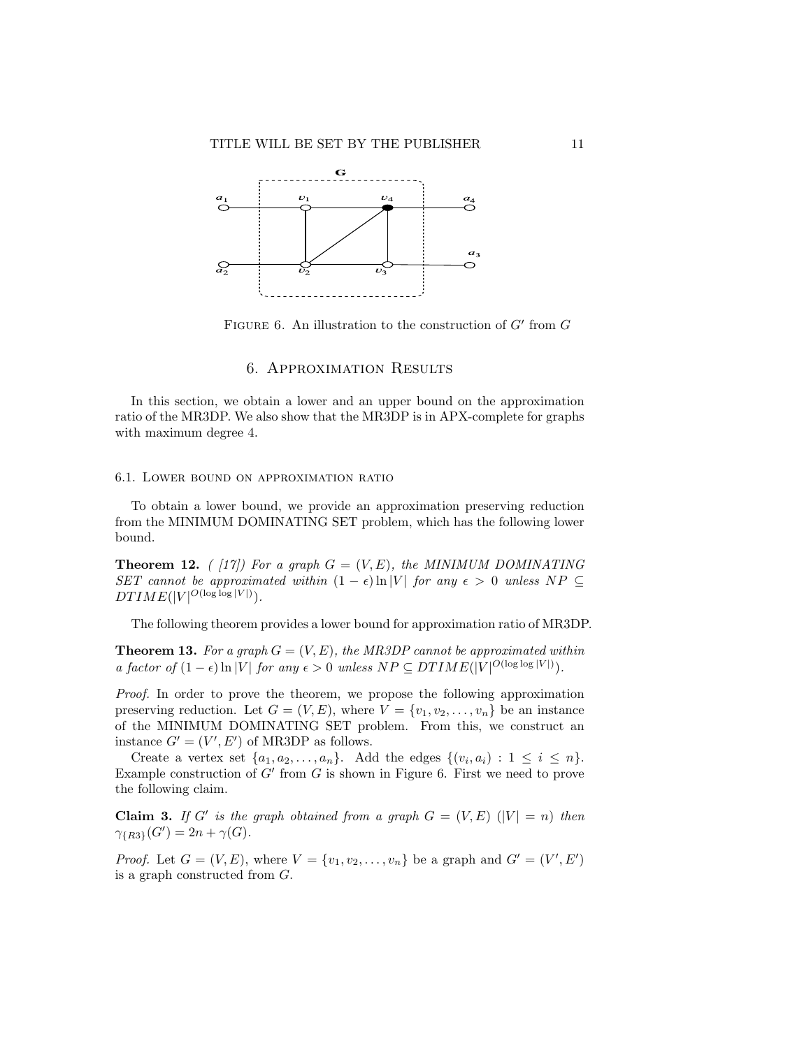FIGURE 6. An illustration to the construction of $G'$ from $G$

## 6. Approximation Results

In this section, we obtain a lower and an upper bound on the approximation ratio of the MR3DP. We also show that the MR3DP is in APX-complete for graphs with maximum degree 4.

### 6.1. Lower bound on approximation ratio

To obtain a lower bound, we provide an approximation preserving reduction from the MINIMUM DOMINATING SET problem, which has the following lower bound.

**Theorem 12.** *( [17]) For a graph $G = (V, E)$, the MINIMUM DOMINATING SET cannot be approximated within $(1 - \epsilon) \ln |V|$ for any $\epsilon > 0$ unless $NP \subseteq DTIME(|V|^{O(\log \log |V|)})$.*

The following theorem provides a lower bound for approximation ratio of MR3DP.

**Theorem 13.** *For a graph $G = (V, E)$, the MR3DP cannot be approximated within a factor of $(1 - \epsilon) \ln |V|$ for any $\epsilon > 0$ unless $NP \subseteq DTIME(|V|^{O(\log \log |V|)})$.*

*Proof.* In order to prove the theorem, we propose the following approximation preserving reduction. Let $G = (V, E)$, where $V = \{v_1, v_2, \dots, v_n\}$ be an instance of the MINIMUM DOMINATING SET problem. From this, we construct an instance $G' = (V', E')$ of MR3DP as follows.

Create a vertex set $\{a_1, a_2, \dots, a_n\}$. Add the edges $\{(v_i, a_i) : 1 \leq i \leq n\}$. Example construction of $G'$ from $G$ is shown in Figure 6. First we need to prove the following claim.

**Claim 3.** *If $G'$ is the graph obtained from a graph $G = (V, E)$ ($|V| = n$) then $\gamma_{\{R3\}}(G') = 2n + \gamma(G)$.*

*Proof.* Let $G = (V, E)$, where $V = \{v_1, v_2, \dots, v_n\}$ be a graph and $G' = (V', E')$ is a graph constructed from $G$.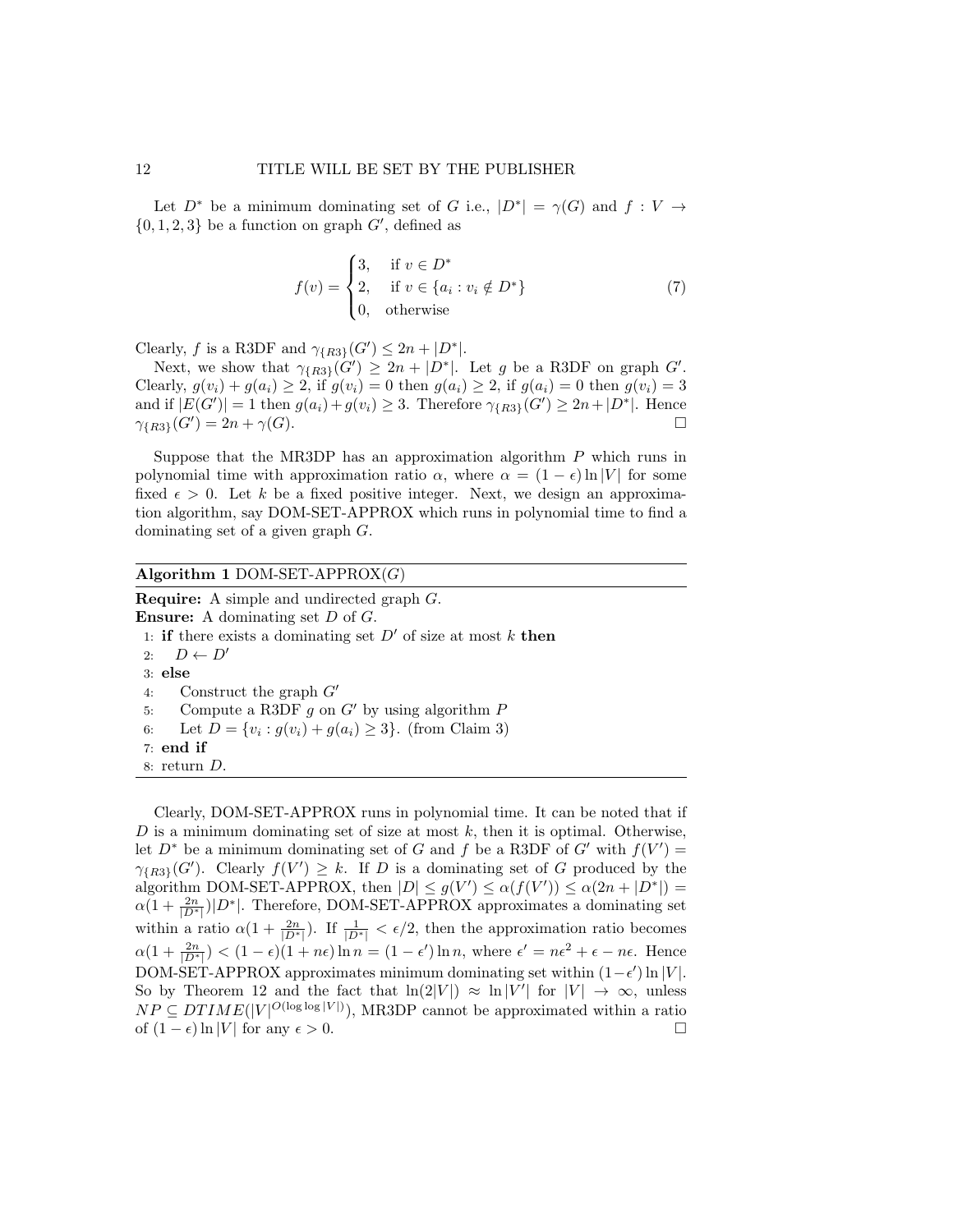Let $D^*$ be a minimum dominating set of $G$ i.e., $|D^*| = \gamma(G)$ and $f : V \rightarrow \{0, 1, 2, 3\}$ be a function on graph $G'$, defined as

$$f(v) = \begin{cases} 3, & \text{if } v \in D^* \\ 2, & \text{if } v \in \{a_i : v_i \notin D^*\} \\ 0, & \text{otherwise} \end{cases} \tag{7}$$

Clearly, $f$ is a R3DF and $\gamma_{\{R3\}}(G') \leq 2n + |D^*|$.

Next, we show that $\gamma_{\{R3\}}(G') \geq 2n + |D^*|$. Let $g$ be a R3DF on graph $G'$. Clearly, $g(v_i) + g(a_i) \geq 2$, if $g(v_i) = 0$ then $g(a_i) \geq 2$, if $g(a_i) = 0$ then $g(v_i) = 3$ and if $|E(G')| = 1$ then $g(a_i) + g(v_i) \geq 3$. Therefore $\gamma_{\{R3\}}(G') \geq 2n + |D^*|$. Hence $\gamma_{\{R3\}}(G') = 2n + \gamma(G)$. $\square$

Suppose that the MR3DP has an approximation algorithm $P$ which runs in polynomial time with approximation ratio $\alpha$, where $\alpha = (1 - \epsilon) \ln |V|$ for some fixed $\epsilon > 0$. Let $k$ be a fixed positive integer. Next, we design an approximation algorithm, say DOM-SET-APPROX which runs in polynomial time to find a dominating set of a given graph $G$.

**Algorithm 1** DOM-SET-APPROX($G$)

**Require:** A simple and undirected graph $G$.
**Ensure:** A dominating set $D$ of $G$.

```
1: if there exists a dominating set D' of size at most k then
2:     D ← D'
3: else
4:     Construct the graph G'
5:     Compute a R3DF g on G' by using algorithm P
6:     Let D = {v_i : g(v_i) + g(a_i) ≥ 3}. (from Claim 3)
7: end if
8: return D.
```

Clearly, DOM-SET-APPROX runs in polynomial time. It can be noted that if $D$ is a minimum dominating set of size at most $k$, then it is optimal. Otherwise, let $D^*$ be a minimum dominating set of $G$ and $f$ be a R3DF of $G'$ with $f(V') = \gamma_{\{R3\}}(G')$. Clearly $f(V') \geq k$. If $D$ is a dominating set of $G$ produced by the algorithm DOM-SET-APPROX, then $|D| \leq g(V') \leq \alpha(f(V')) \leq \alpha(2n + |D^*|) = \alpha(1 + \frac{2n}{|D^*|})|D^*|$. Therefore, DOM-SET-APPROX approximates a dominating set within a ratio $\alpha(1 + \frac{2n}{|D^*|})$. If $\frac{1}{|D^*|} < \epsilon/2$, then the approximation ratio becomes $\alpha(1 + \frac{2n}{|D^*|}) < (1 - \epsilon)(1 + n\epsilon) \ln n = (1 - \epsilon') \ln n$, where $\epsilon' = n\epsilon^2 + \epsilon - n\epsilon$. Hence DOM-SET-APPROX approximates minimum dominating set within $(1 - \epsilon') \ln |V|$. So by Theorem 12 and the fact that $\ln(2|V|) \approx \ln |V'|$ for $|V| \rightarrow \infty$, unless $NP \subseteq DTIME(|V|^{O(\log \log |V|)})$, MR3DP cannot be approximated within a ratio of $(1 - \epsilon) \ln |V|$ for any $\epsilon > 0$. $\square$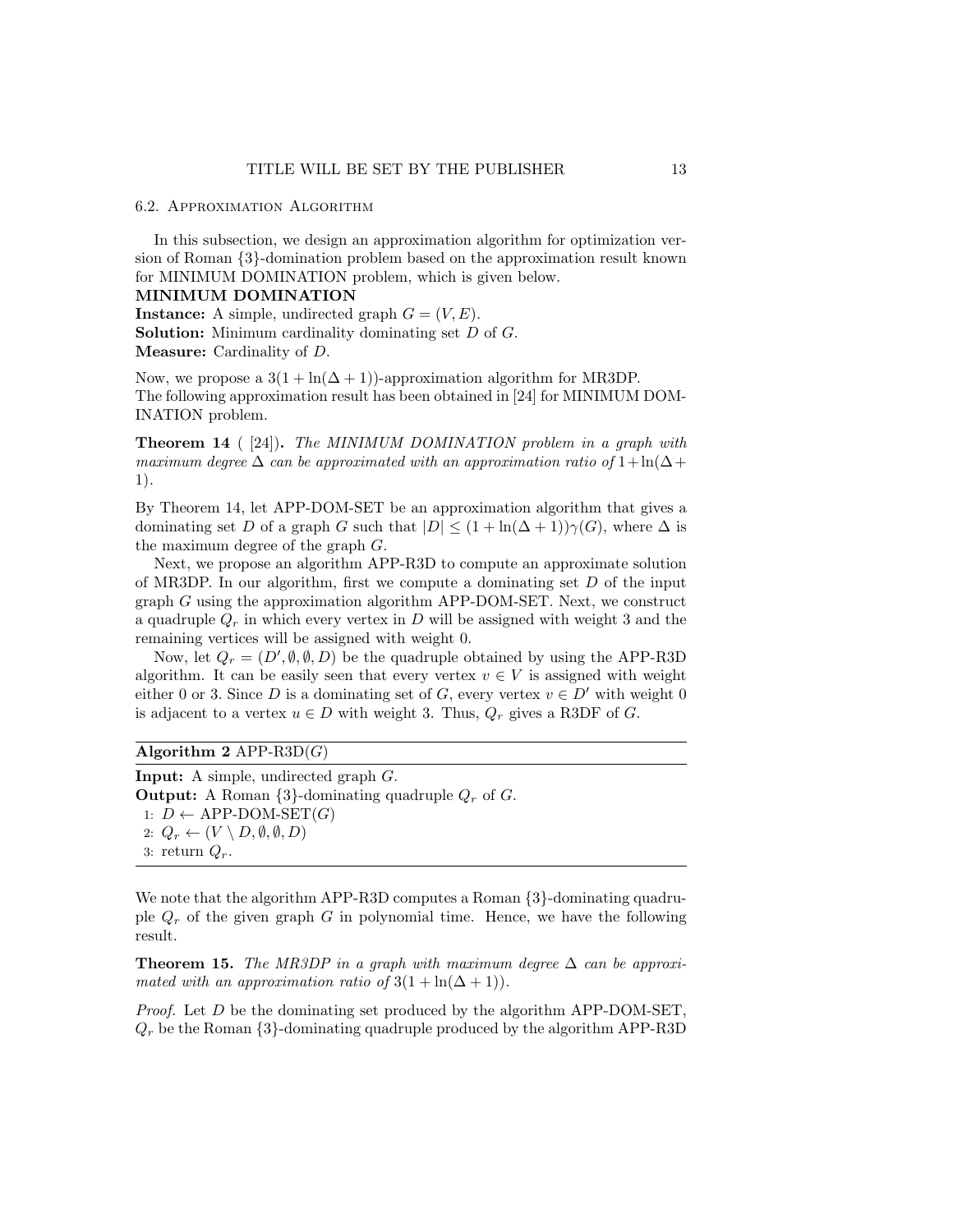### 6.2. Approximation Algorithm

In this subsection, we design an approximation algorithm for optimization version of Roman {3}-domination problem based on the approximation result known for MINIMUM DOMINATION problem, which is given below.

**MINIMUM DOMINATION**

**Instance:** A simple, undirected graph $G = (V, E)$.

**Solution:** Minimum cardinality dominating set $D$ of $G$.

**Measure:** Cardinality of $D$.

Now, we propose a $3(1 + \ln(\Delta + 1))$-approximation algorithm for MR3DP. The following approximation result has been obtained in [24] for MINIMUM DOMINATION problem.

**Theorem 14** ( [24]). *The MINIMUM DOMINATION problem in a graph with maximum degree $\Delta$ can be approximated with an approximation ratio of $1+\ln(\Delta+1)$.*

By Theorem 14, let APP-DOM-SET be an approximation algorithm that gives a dominating set $D$ of a graph $G$ such that $|D| \leq (1 + \ln(\Delta + 1))\gamma(G)$, where $\Delta$ is the maximum degree of the graph $G$.

Next, we propose an algorithm APP-R3D to compute an approximate solution of MR3DP. In our algorithm, first we compute a dominating set $D$ of the input graph $G$ using the approximation algorithm APP-DOM-SET. Next, we construct a quadruple $Q_r$ in which every vertex in $D$ will be assigned with weight 3 and the remaining vertices will be assigned with weight 0.

Now, let $Q_r = (D', \emptyset, \emptyset, D)$ be the quadruple obtained by using the APP-R3D algorithm. It can be easily seen that every vertex $v \in V$ is assigned with weight either 0 or 3. Since $D$ is a dominating set of $G$, every vertex $v \in D'$ with weight 0 is adjacent to a vertex $u \in D$ with weight 3. Thus, $Q_r$ gives a R3DF of $G$.

**Algorithm 2** APP-R3D($G$)

**Input:** A simple, undirected graph $G$.
**Output:** A Roman {3}-dominating quadruple $Q_r$ of $G$.

1: $D \leftarrow$ APP-DOM-SET($G$)
2: $Q_r \leftarrow (V \setminus D, \emptyset, \emptyset, D)$
3: return $Q_r$.

We note that the algorithm APP-R3D computes a Roman {3}-dominating quadruple $Q_r$ of the given graph $G$ in polynomial time. Hence, we have the following result.

**Theorem 15.** *The MR3DP in a graph with maximum degree $\Delta$ can be approximated with an approximation ratio of $3(1 + \ln(\Delta + 1))$.*

*Proof.* Let $D$ be the dominating set produced by the algorithm APP-DOM-SET, $Q_r$ be the Roman {3}-dominating quadruple produced by the algorithm APP-R3D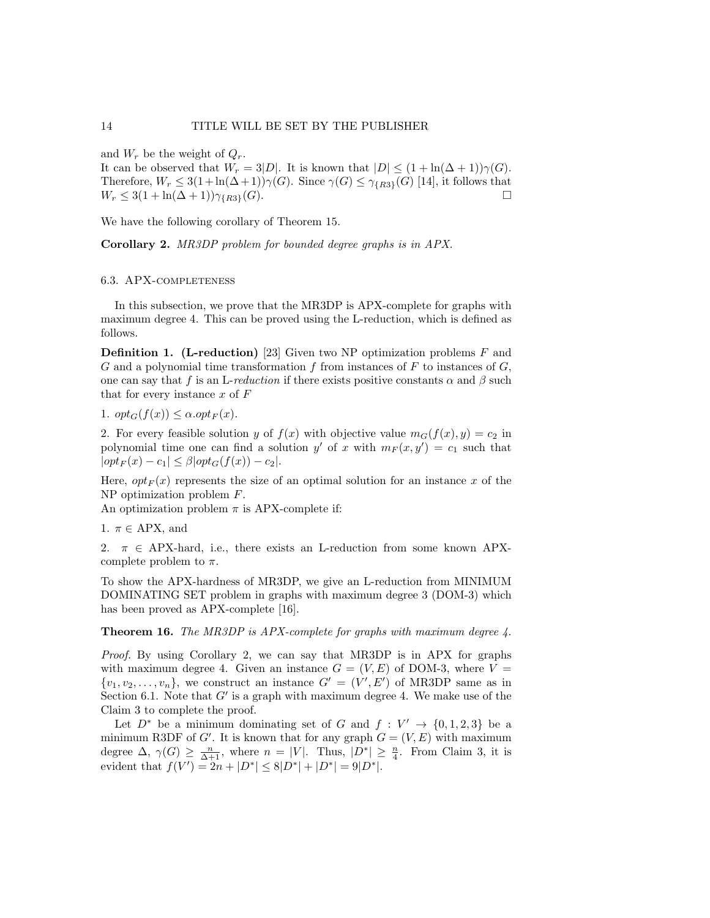and $W_r$ be the weight of $Q_r$.
It can be observed that $W_r = 3|D|$. It is known that $|D| \leq (1+\ln(\Delta+1))\gamma(G)$. Therefore, $W_r \leq 3(1+\ln(\Delta+1))\gamma(G)$. Since $\gamma(G) \leq \gamma_{\{R3\}}(G)$ [14], it follows that $W_r \leq 3(1+\ln(\Delta+1))\gamma_{\{R3\}}(G)$. □

We have the following corollary of Theorem 15.

**Corollary 2.** *MR3DP problem for bounded degree graphs is in APX.*

### 6.3. APX-completeness

In this subsection, we prove that the MR3DP is APX-complete for graphs with maximum degree 4. This can be proved using the L-reduction, which is defined as follows.

**Definition 1. (L-reduction)** [23] Given two NP optimization problems $F$ and $G$ and a polynomial time transformation $f$ from instances of $F$ to instances of $G$, one can say that $f$ is an L-*reduction* if there exists positive constants $\alpha$ and $\beta$ such that for every instance $x$ of $F$

1. $opt_G(f(x)) \leq \alpha . opt_F(x)$.

2. For every feasible solution $y$ of $f(x)$ with objective value $m_G(f(x), y) = c_2$ in polynomial time one can find a solution $y'$ of $x$ with $m_F(x, y') = c_1$ such that $|opt_F(x) - c_1| \leq \beta |opt_G(f(x)) - c_2|$.

Here, $opt_F(x)$ represents the size of an optimal solution for an instance $x$ of the NP optimization problem $F$.
An optimization problem $\pi$ is APX-complete if:

1. $\pi \in$ APX, and

2. $\pi \in$ APX-hard, i.e., there exists an L-reduction from some known APX-complete problem to $\pi$.

To show the APX-hardness of MR3DP, we give an L-reduction from MINIMUM DOMINATING SET problem in graphs with maximum degree 3 (DOM-3) which has been proved as APX-complete [16].

**Theorem 16.** *The MR3DP is APX-complete for graphs with maximum degree 4.*

*Proof.* By using Corollary 2, we can say that MR3DP is in APX for graphs with maximum degree 4. Given an instance $G = (V, E)$ of DOM-3, where $V = \{v_1, v_2, \ldots, v_n\}$, we construct an instance $G' = (V', E')$ of MR3DP same as in Section 6.1. Note that $G'$ is a graph with maximum degree 4. We make use of the Claim 3 to complete the proof.

Let $D^*$ be a minimum dominating set of $G$ and $f : V' \rightarrow \{0, 1, 2, 3\}$ be a minimum R3DF of $G'$. It is known that for any graph $G = (V, E)$ with maximum degree $\Delta$, $\gamma(G) \geq \frac{n}{\Delta+1}$, where $n = |V|$. Thus, $|D^*| \geq \frac{n}{4}$. From Claim 3, it is evident that $f(V') = 2n + |D^*| \leq 8|D^*| + |D^*| = 9|D^*|$.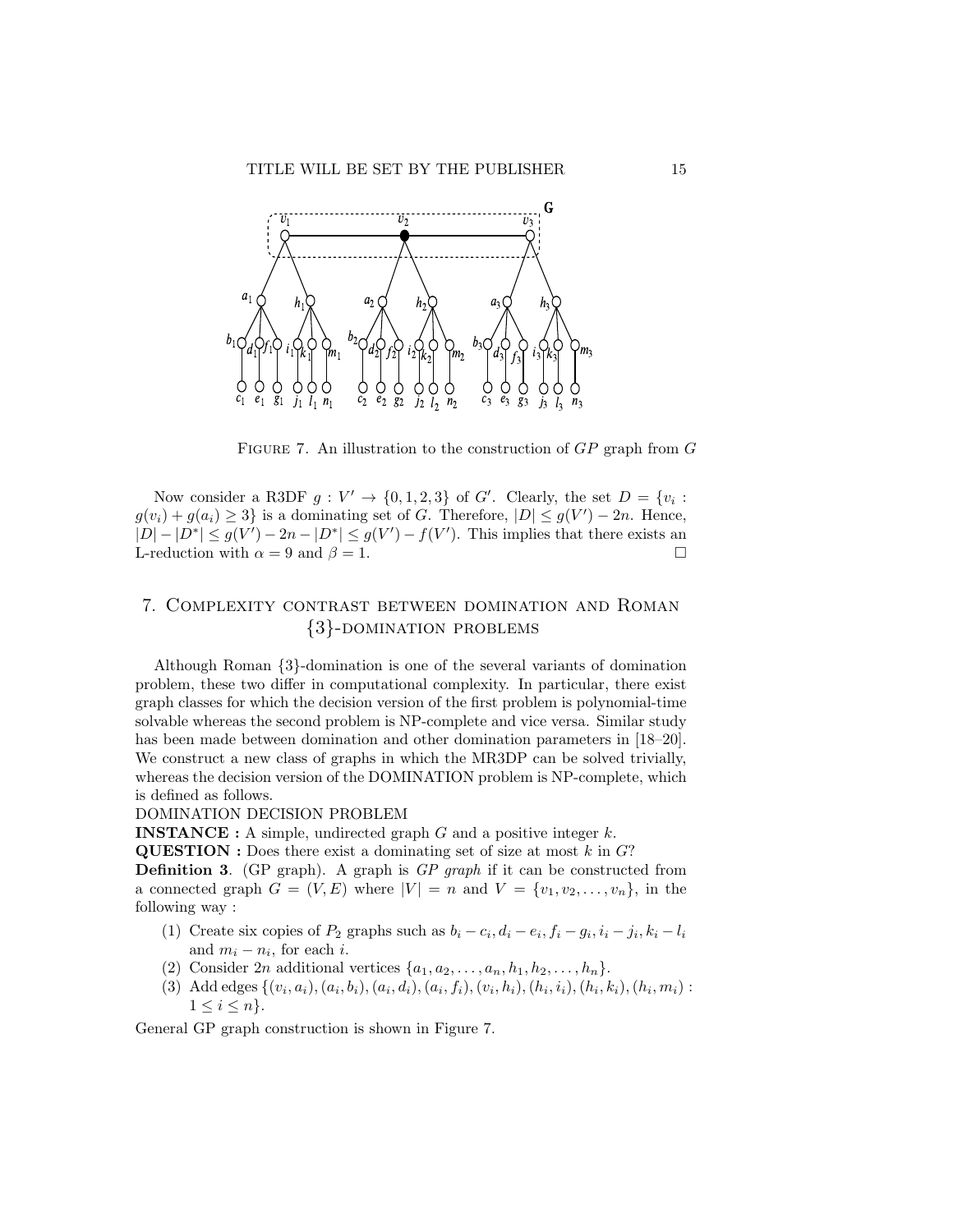FIGURE 7. An illustration to the construction of $GP$ graph from $G$

Now consider a R3DF $g : V' \to \{0, 1, 2, 3\}$ of $G'$. Clearly, the set $D = \{v_i : g(v_i) + g(a_i) \geq 3\}$ is a dominating set of $G$. Therefore, $|D| \leq g(V') - 2n$. Hence, $|D| - |D^*| \leq g(V') - 2n - |D^*| \leq g(V') - f(V')$. This implies that there exists an L-reduction with $\alpha = 9$ and $\beta = 1$. □

## 7. Complexity contrast between domination and Roman {3}-domination problems

Although Roman {3}-domination is one of the several variants of domination problem, these two differ in computational complexity. In particular, there exist graph classes for which the decision version of the first problem is polynomial-time solvable whereas the second problem is NP-complete and vice versa. Similar study has been made between domination and other domination parameters in [18–20]. We construct a new class of graphs in which the MR3DP can be solved trivially, whereas the decision version of the DOMINATION problem is NP-complete, which is defined as follows.

DOMINATION DECISION PROBLEM

**INSTANCE :** A simple, undirected graph $G$ and a positive integer $k$.

**QUESTION :** Does there exist a dominating set of size at most $k$ in $G$?

**Definition 3**. (GP graph). A graph is *GP graph* if it can be constructed from a connected graph $G = (V, E)$ where $|V| = n$ and $V = \{v_1, v_2, \ldots, v_n\}$, in the following way :

1. Create six copies of $P_2$ graphs such as $b_i - c_i, d_i - e_i, f_i - g_i, i_i - j_i, k_i - l_i$ and $m_i - n_i$, for each $i$.
2. Consider $2n$ additional vertices $\{a_1, a_2, \ldots, a_n, h_1, h_2, \ldots, h_n\}$.
3. Add edges $\{(v_i, a_i), (a_i, b_i), (a_i, d_i), (a_i, f_i), (v_i, h_i), (h_i, i_i), (h_i, k_i), (h_i, m_i) : 1 \leq i \leq n\}$.

General GP graph construction is shown in Figure 7.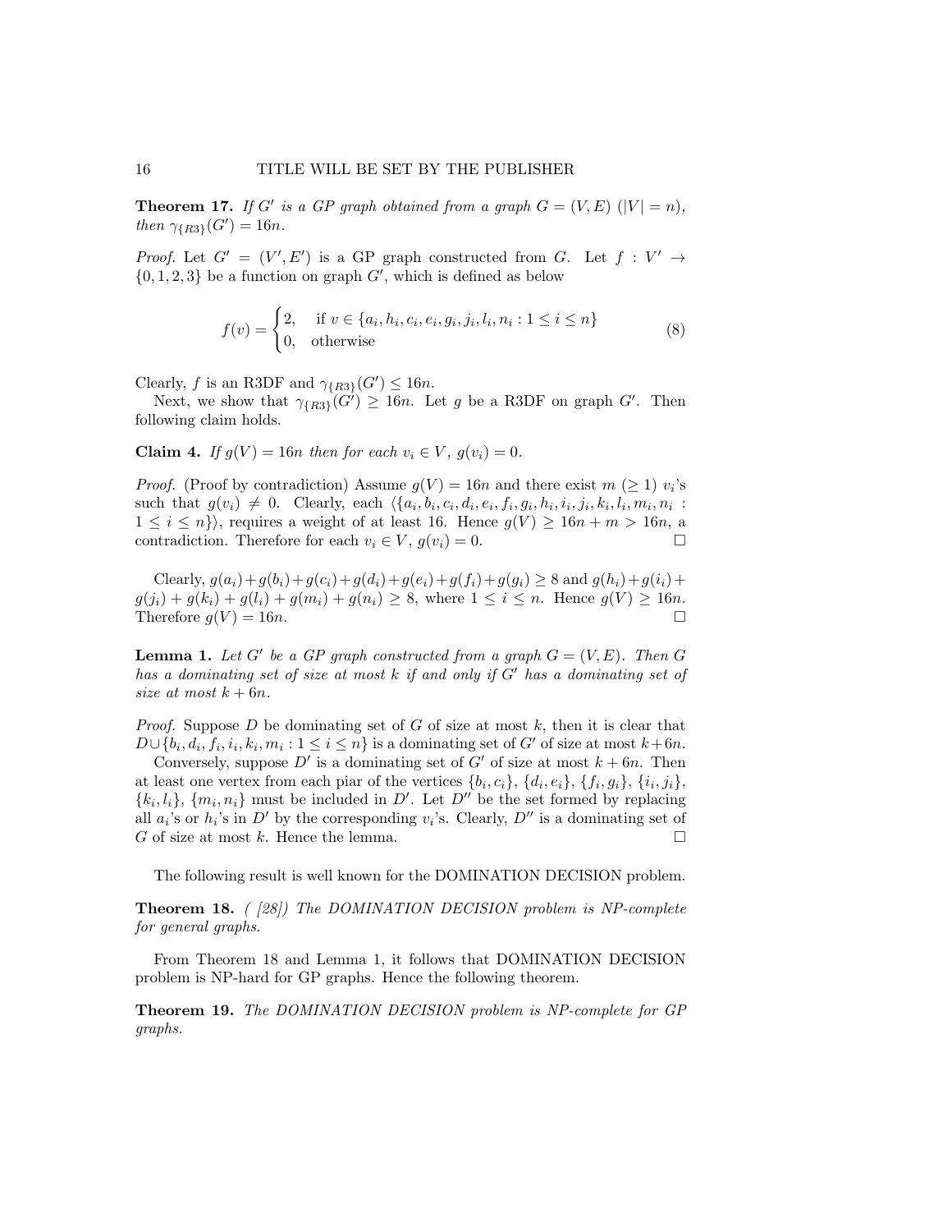**Theorem 17.** *If $G'$ is a GP graph obtained from a graph $G = (V, E)$ ($|V| = n$), then $\gamma_{\{R3\}}(G') = 16n$.*

*Proof.* Let $G' = (V', E')$ is a GP graph constructed from $G$. Let $f : V' \to \{0, 1, 2, 3\}$ be a function on graph $G'$, which is defined as below

$$f(v) = \begin{cases} 2, & \text{if } v \in \{a_i, h_i, c_i, e_i, g_i, j_i, l_i, n_i : 1 \leq i \leq n\} \\ 0, & \text{otherwise} \end{cases} \tag{8}$$

Clearly, $f$ is an R3DF and $\gamma_{\{R3\}}(G') \leq 16n$.

Next, we show that $\gamma_{\{R3\}}(G') \geq 16n$. Let $g$ be a R3DF on graph $G'$. Then following claim holds.

**Claim 4.** *If $g(V) = 16n$ then for each $v_i \in V$, $g(v_i) = 0$.*

*Proof.* (Proof by contradiction) Assume $g(V) = 16n$ and there exist $m$ ($\geq 1$) $v_i$'s such that $g(v_i) \neq 0$. Clearly, each $\langle\{a_i, b_i, c_i, d_i, e_i, f_i, g_i, h_i, i_i, j_i, k_i, l_i, m_i, n_i : 1 \leq i \leq n\}\rangle$, requires a weight of at least 16. Hence $g(V) \geq 16n + m > 16n$, a contradiction. Therefore for each $v_i \in V$, $g(v_i) = 0$. ☐

Clearly, $g(a_i)+g(b_i)+g(c_i)+g(d_i)+g(e_i)+g(f_i)+g(g_i) \geq 8$ and $g(h_i)+g(i_i)+g(j_i)+g(k_i)+g(l_i)+g(m_i)+g(n_i) \geq 8$, where $1 \leq i \leq n$. Hence $g(V) \geq 16n$. Therefore $g(V) = 16n$. ☐

**Lemma 1.** *Let $G'$ be a GP graph constructed from a graph $G = (V, E)$. Then $G$ has a dominating set of size at most $k$ if and only if $G'$ has a dominating set of size at most $k + 6n$.*

*Proof.* Suppose $D$ be dominating set of $G$ of size at most $k$, then it is clear that $D \cup \{b_i, d_i, f_i, i_i, k_i, m_i : 1 \leq i \leq n\}$ is a dominating set of $G'$ of size at most $k+6n$.

Conversely, suppose $D'$ is a dominating set of $G'$ of size at most $k + 6n$. Then at least one vertex from each piar of the vertices $\{b_i, c_i\}$, $\{d_i, e_i\}$, $\{f_i, g_i\}$, $\{i_i, j_i\}$, $\{k_i, l_i\}$, $\{m_i, n_i\}$ must be included in $D'$. Let $D''$ be the set formed by replacing all $a_i$'s or $h_i$'s in $D'$ by the corresponding $v_i$'s. Clearly, $D''$ is a dominating set of $G$ of size at most $k$. Hence the lemma. ☐

The following result is well known for the DOMINATION DECISION problem.

**Theorem 18.** *( [28]) The DOMINATION DECISION problem is NP-complete for general graphs.*

From Theorem 18 and Lemma 1, it follows that DOMINATION DECISION problem is NP-hard for GP graphs. Hence the following theorem.

**Theorem 19.** *The DOMINATION DECISION problem is NP-complete for GP graphs.*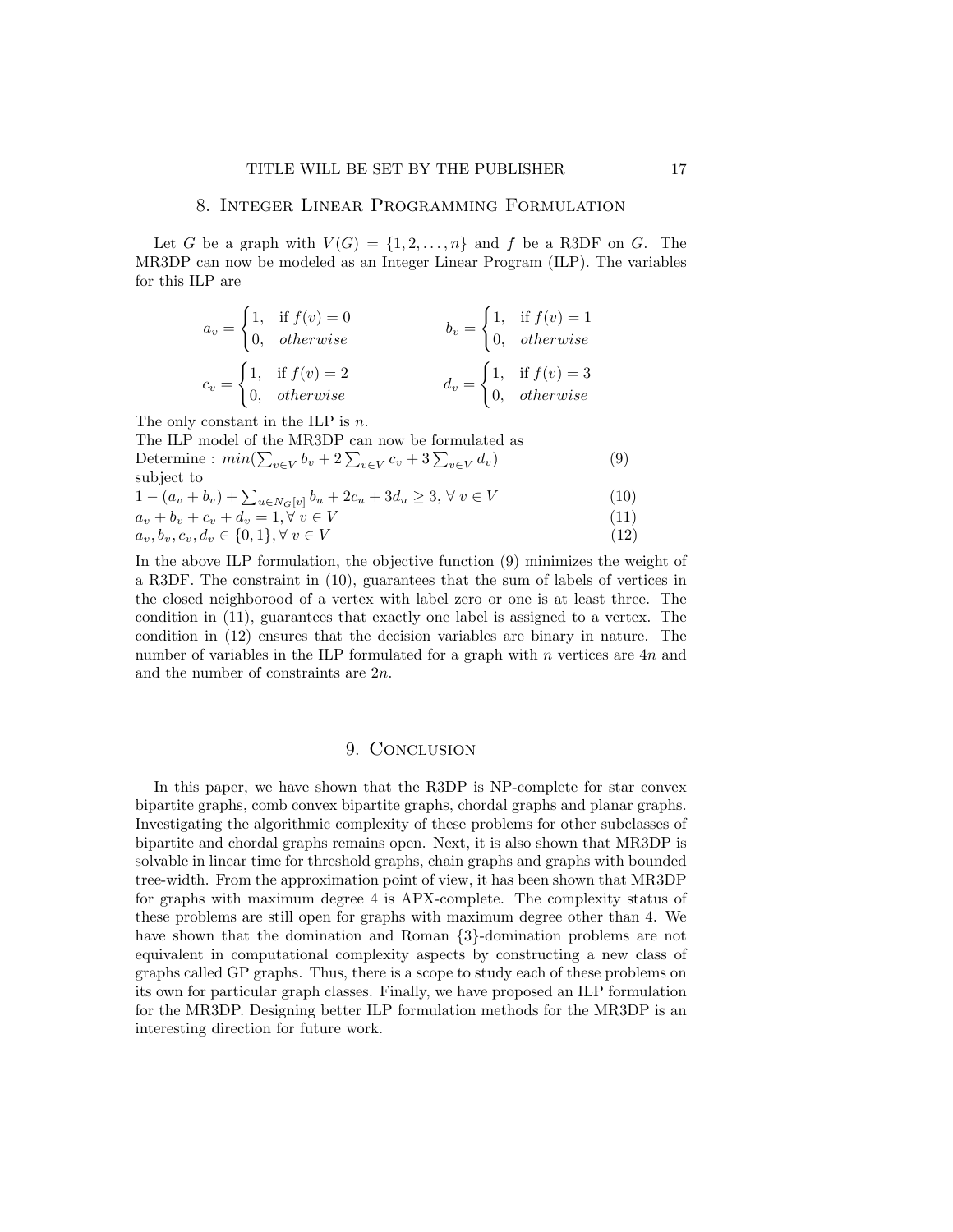## 8. Integer Linear Programming Formulation

Let $G$ be a graph with $V(G) = \{1, 2, \ldots, n\}$ and $f$ be a R3DF on $G$. The MR3DP can now be modeled as an Integer Linear Program (ILP). The variables for this ILP are

$$a_v = \begin{cases} 1, & \text{if } f(v) = 0 \\ 0, & otherwise \end{cases} \qquad b_v = \begin{cases} 1, & \text{if } f(v) = 1 \\ 0, & otherwise \end{cases}$$

$$c_v = \begin{cases} 1, & \text{if } f(v) = 2 \\ 0, & otherwise \end{cases} \qquad d_v = \begin{cases} 1, & \text{if } f(v) = 3 \\ 0, & otherwise \end{cases}$$

The only constant in the ILP is $n$.

The ILP model of the MR3DP can now be formulated as

Determine : $min(\sum_{v \in V} b_v + 2\sum_{v \in V} c_v + 3\sum_{v \in V} d_v)$ (9)

subject to

$1 - (a_v + b_v) + \sum_{u \in N_G[v]} b_u + 2c_u + 3d_u \geq 3, \forall\, v \in V$ (10)

$a_v + b_v + c_v + d_v = 1, \forall\, v \in V$ (11)

$a_v, b_v, c_v, d_v \in \{0, 1\}, \forall\, v \in V$ (12)

In the above ILP formulation, the objective function (9) minimizes the weight of a R3DF. The constraint in (10), guarantees that the sum of labels of vertices in the closed neighborood of a vertex with label zero or one is at least three. The condition in (11), guarantees that exactly one label is assigned to a vertex. The condition in (12) ensures that the decision variables are binary in nature. The number of variables in the ILP formulated for a graph with $n$ vertices are $4n$ and and the number of constraints are $2n$.

## 9. Conclusion

In this paper, we have shown that the R3DP is NP-complete for star convex bipartite graphs, comb convex bipartite graphs, chordal graphs and planar graphs. Investigating the algorithmic complexity of these problems for other subclasses of bipartite and chordal graphs remains open. Next, it is also shown that MR3DP is solvable in linear time for threshold graphs, chain graphs and graphs with bounded tree-width. From the approximation point of view, it has been shown that MR3DP for graphs with maximum degree 4 is APX-complete. The complexity status of these problems are still open for graphs with maximum degree other than 4. We have shown that the domination and Roman {3}-domination problems are not equivalent in computational complexity aspects by constructing a new class of graphs called GP graphs. Thus, there is a scope to study each of these problems on its own for particular graph classes. Finally, we have proposed an ILP formulation for the MR3DP. Designing better ILP formulation methods for the MR3DP is an interesting direction for future work.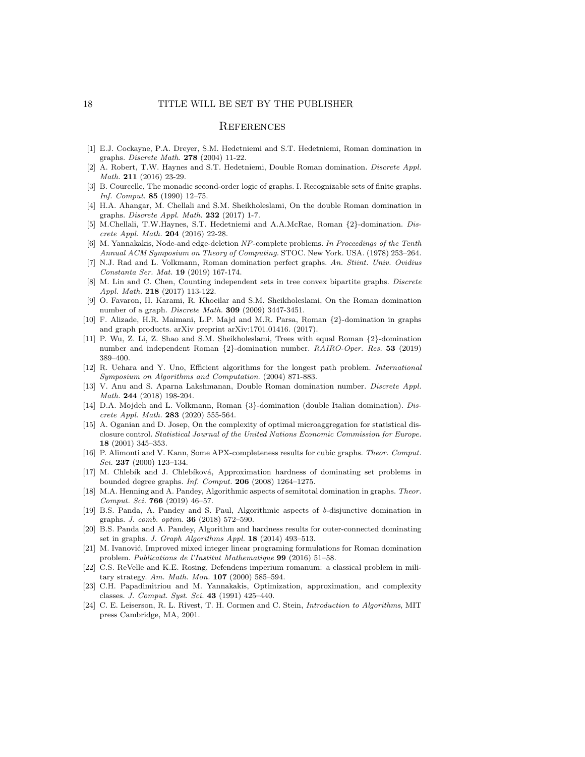# References

[1] E.J. Cockayne, P.A. Dreyer, S.M. Hedetniemi and S.T. Hedetniemi, Roman domination in graphs. *Discrete Math.* **278** (2004) 11-22.

[2] A. Robert, T.W. Haynes and S.T. Hedetniemi, Double Roman domination. *Discrete Appl. Math.* **211** (2016) 23-29.

[3] B. Courcelle, The monadic second-order logic of graphs. I. Recognizable sets of finite graphs. *Inf. Comput.* **85** (1990) 12–75.

[4] H.A. Ahangar, M. Chellali and S.M. Sheikholeslami, On the double Roman domination in graphs. *Discrete Appl. Math.* **232** (2017) 1-7.

[5] M.Chellali, T.W.Haynes, S.T. Hedetniemi and A.A.McRae, Roman {2}-domination. *Discrete Appl. Math.* **204** (2016) 22-28.

[6] M. Yannakakis, Node-and edge-deletion *NP*-complete problems. *In Proceedings of the Tenth Annual ACM Symposium on Theory of Computing.* STOC. New York. USA. (1978) 253–264.

[7] N.J. Rad and L. Volkmann, Roman domination perfect graphs. *An. Stiint. Univ. Ovidius Constanta Ser. Mat.* **19** (2019) 167-174.

[8] M. Lin and C. Chen, Counting independent sets in tree convex bipartite graphs. *Discrete Appl. Math.* **218** (2017) 113-122.

[9] O. Favaron, H. Karami, R. Khoeilar and S.M. Sheikholeslami, On the Roman domination number of a graph. *Discrete Math.* **309** (2009) 3447-3451.

[10] F. Alizade, H.R. Maimani, L.P. Majd and M.R. Parsa, Roman {2}-domination in graphs and graph products. arXiv preprint arXiv:1701.01416. (2017).

[11] P. Wu, Z. Li, Z. Shao and S.M. Sheikholeslami, Trees with equal Roman {2}-domination number and independent Roman {2}-domination number. *RAIRO-Oper. Res.* **53** (2019) 389–400.

[12] R. Uehara and Y. Uno, Efficient algorithms for the longest path problem. *International Symposium on Algorithms and Computation*. (2004) 871-883.

[13] V. Anu and S. Aparna Lakshmanan, Double Roman domination number. *Discrete Appl. Math.* **244** (2018) 198-204.

[14] D.A. Mojdeh and L. Volkmann, Roman {3}-domination (double Italian domination). *Discrete Appl. Math.* **283** (2020) 555-564.

[15] A. Oganian and D. Josep, On the complexity of optimal microaggregation for statistical disclosure control. *Statistical Journal of the United Nations Economic Commission for Europe.* **18** (2001) 345–353.

[16] P. Alimonti and V. Kann, Some APX-completeness results for cubic graphs. *Theor. Comput. Sci.* **237** (2000) 123–134.

[17] M. Chlebík and J. Chlebíková, Approximation hardness of dominating set problems in bounded degree graphs. *Inf. Comput.* **206** (2008) 1264–1275.

[18] M.A. Henning and A. Pandey, Algorithmic aspects of semitotal domination in graphs. *Theor. Comput. Sci.* **766** (2019) 46–57.

[19] B.S. Panda, A. Pandey and S. Paul, Algorithmic aspects of *b*-disjunctive domination in graphs. *J. comb. optim.* **36** (2018) 572–590.

[20] B.S. Panda and A. Pandey, Algorithm and hardness results for outer-connected dominating set in graphs. *J. Graph Algorithms Appl.* **18** (2014) 493–513.

[21] M. Ivanović, Improved mixed integer linear programing formulations for Roman domination problem. *Publications de l'Institut Mathematique* **99** (2016) 51–58.

[22] C.S. ReVelle and K.E. Rosing, Defendens imperium romanum: a classical problem in military strategy. *Am. Math. Mon.* **107** (2000) 585–594.

[23] C.H. Papadimitriou and M. Yannakakis, Optimization, approximation, and complexity classes. *J. Comput. Syst. Sci.* **43** (1991) 425–440.

[24] C. E. Leiserson, R. L. Rivest, T. H. Cormen and C. Stein, *Introduction to Algorithms*, MIT press Cambridge, MA, 2001.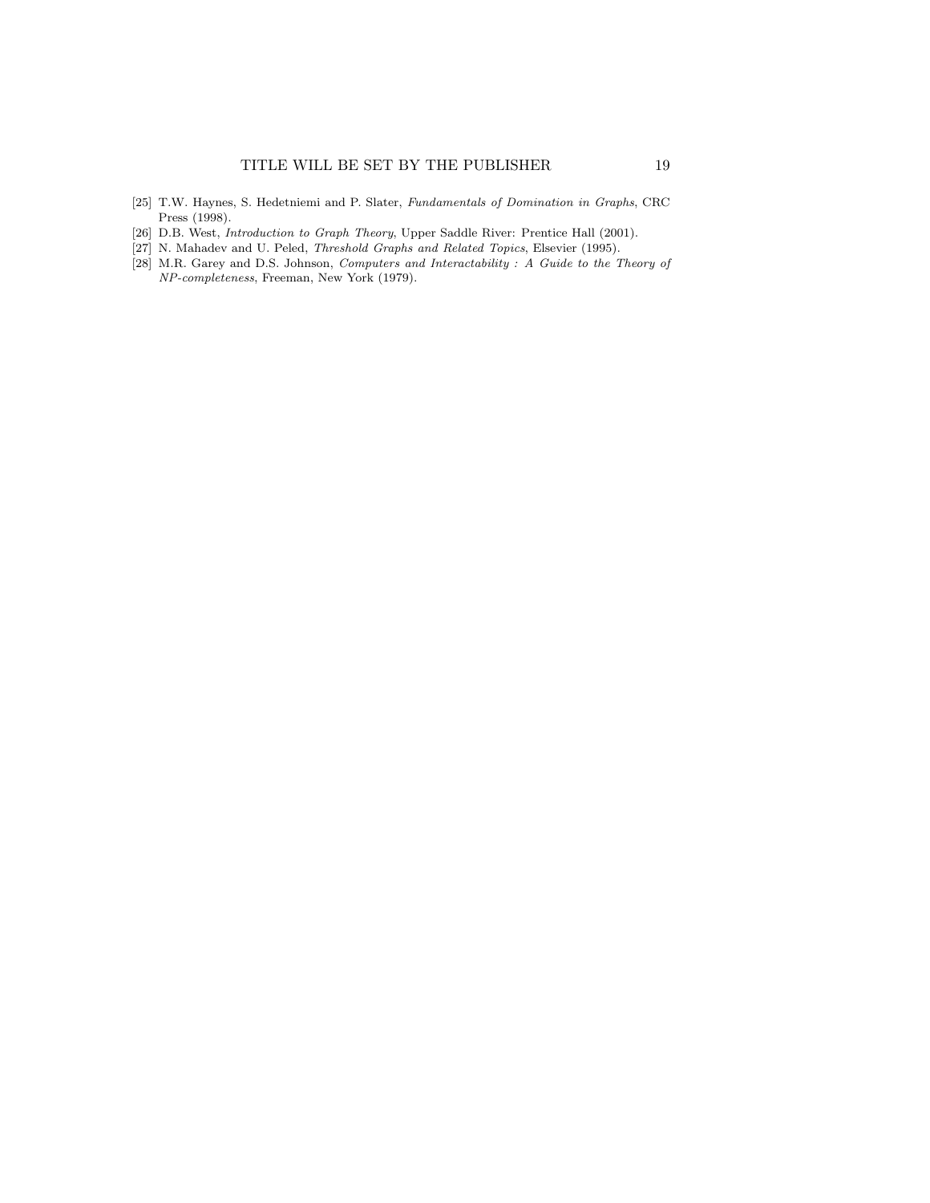[25] T.W. Haynes, S. Hedetniemi and P. Slater, *Fundamentals of Domination in Graphs*, CRC Press (1998).

[26] D.B. West, *Introduction to Graph Theory*, Upper Saddle River: Prentice Hall (2001).

[27] N. Mahadev and U. Peled, *Threshold Graphs and Related Topics*, Elsevier (1995).

[28] M.R. Garey and D.S. Johnson, *Computers and Interactability : A Guide to the Theory of NP-completeness*, Freeman, New York (1979).